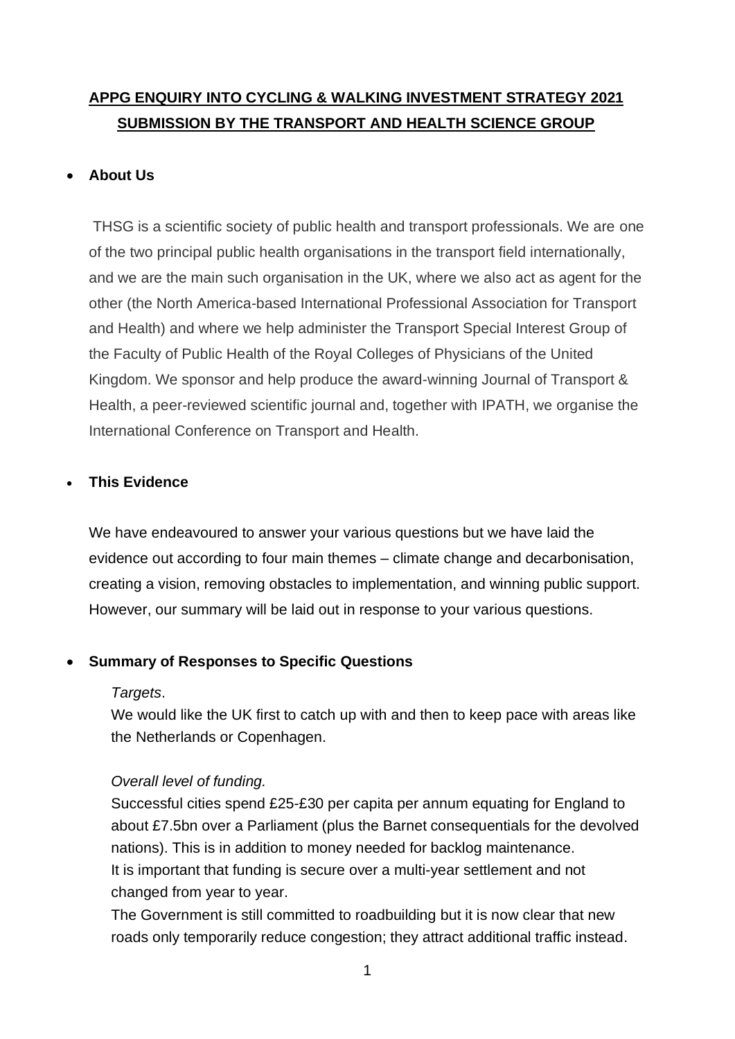# APPG ENQUIRY INTO CYCLING & WALKING INVESTMENT STRATEGY 2021 SUBMISSION BY THE TRANSPORT AND HEALTH SCIENCE GROUP

- **About Us**

THSG is a scientific society of public health and transport professionals. We are one of the two principal public health organisations in the transport field internationally, and we are the main such organisation in the UK, where we also act as agent for the other (the North America-based International Professional Association for Transport and Health) and where we help administer the Transport Special Interest Group of the Faculty of Public Health of the Royal Colleges of Physicians of the United Kingdom. We sponsor and help produce the award-winning Journal of Transport & Health, a peer-reviewed scientific journal and, together with IPATH, we organise the International Conference on Transport and Health.

- **This Evidence**

We have endeavoured to answer your various questions but we have laid the evidence out according to four main themes – climate change and decarbonisation, creating a vision, removing obstacles to implementation, and winning public support. However, our summary will be laid out in response to your various questions.

- **Summary of Responses to Specific Questions**

*Targets*.
We would like the UK first to catch up with and then to keep pace with areas like the Netherlands or Copenhagen.

*Overall level of funding.*
Successful cities spend £25-£30 per capita per annum equating for England to about £7.5bn over a Parliament (plus the Barnet consequentials for the devolved nations). This is in addition to money needed for backlog maintenance.
It is important that funding is secure over a multi-year settlement and not changed from year to year.
The Government is still committed to roadbuilding but it is now clear that new roads only temporarily reduce congestion; they attract additional traffic instead.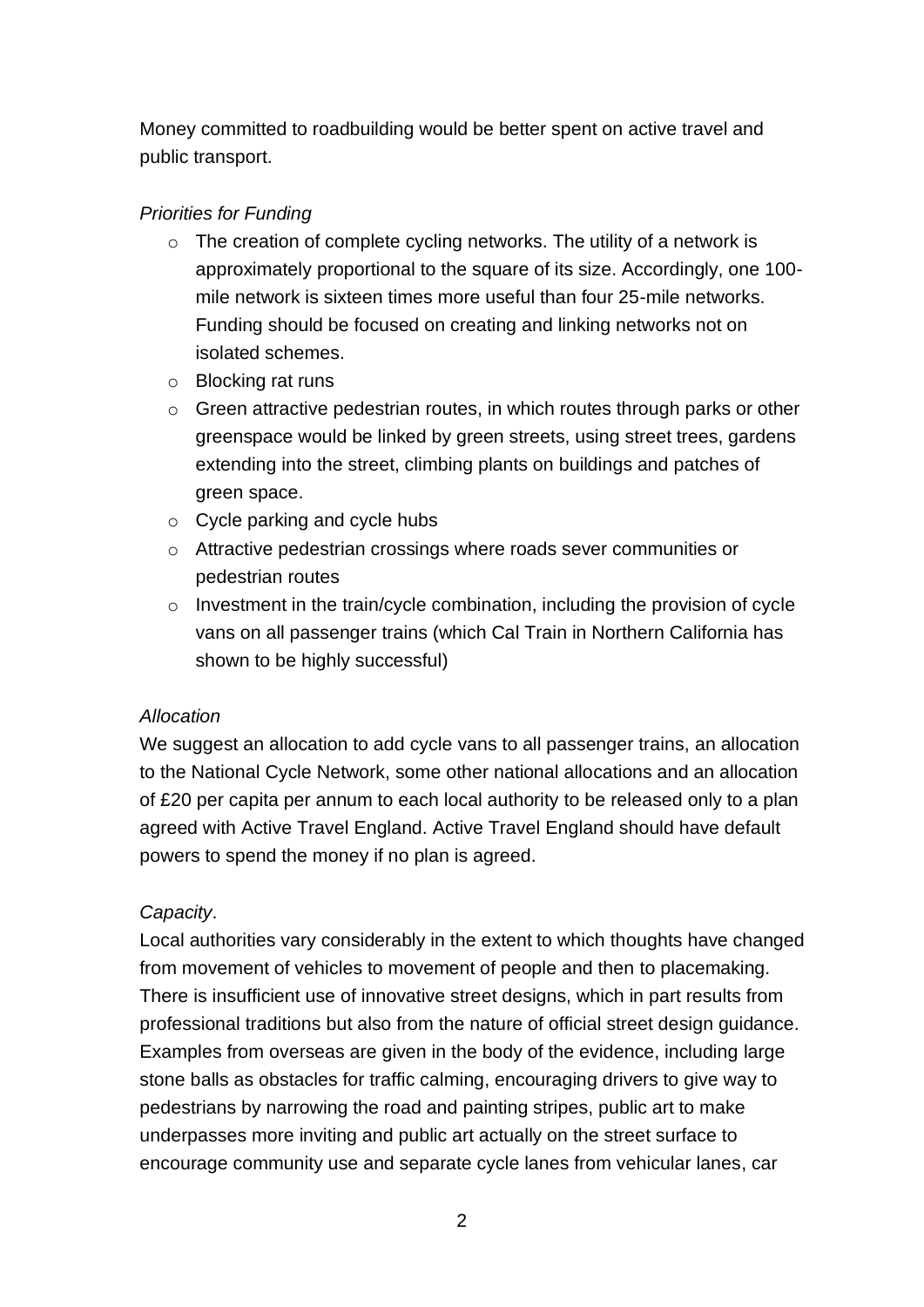Money committed to roadbuilding would be better spent on active travel and public transport.

*Priorities for Funding*

- The creation of complete cycling networks. The utility of a network is approximately proportional to the square of its size. Accordingly, one 100-mile network is sixteen times more useful than four 25-mile networks. Funding should be focused on creating and linking networks not on isolated schemes.
- Blocking rat runs
- Green attractive pedestrian routes, in which routes through parks or other greenspace would be linked by green streets, using street trees, gardens extending into the street, climbing plants on buildings and patches of green space.
- Cycle parking and cycle hubs
- Attractive pedestrian crossings where roads sever communities or pedestrian routes
- Investment in the train/cycle combination, including the provision of cycle vans on all passenger trains (which Cal Train in Northern California has shown to be highly successful)

*Allocation*

We suggest an allocation to add cycle vans to all passenger trains, an allocation to the National Cycle Network, some other national allocations and an allocation of £20 per capita per annum to each local authority to be released only to a plan agreed with Active Travel England. Active Travel England should have default powers to spend the money if no plan is agreed.

*Capacity*.

Local authorities vary considerably in the extent to which thoughts have changed from movement of vehicles to movement of people and then to placemaking. There is insufficient use of innovative street designs, which in part results from professional traditions but also from the nature of official street design guidance. Examples from overseas are given in the body of the evidence, including large stone balls as obstacles for traffic calming, encouraging drivers to give way to pedestrians by narrowing the road and painting stripes, public art to make underpasses more inviting and public art actually on the street surface to encourage community use and separate cycle lanes from vehicular lanes, car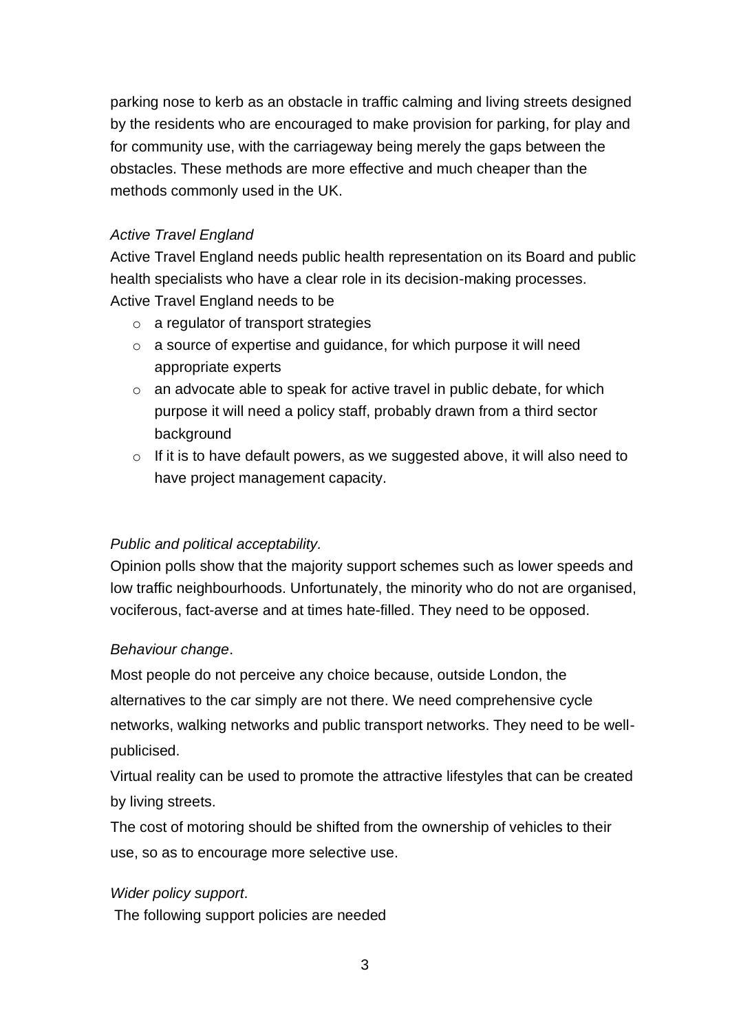parking nose to kerb as an obstacle in traffic calming and living streets designed by the residents who are encouraged to make provision for parking, for play and for community use, with the carriageway being merely the gaps between the obstacles. These methods are more effective and much cheaper than the methods commonly used in the UK.

*Active Travel England*

Active Travel England needs public health representation on its Board and public health specialists who have a clear role in its decision-making processes.
Active Travel England needs to be

- a regulator of transport strategies
- a source of expertise and guidance, for which purpose it will need appropriate experts
- an advocate able to speak for active travel in public debate, for which purpose it will need a policy staff, probably drawn from a third sector background
- If it is to have default powers, as we suggested above, it will also need to have project management capacity.

*Public and political acceptability.*

Opinion polls show that the majority support schemes such as lower speeds and low traffic neighbourhoods. Unfortunately, the minority who do not are organised, vociferous, fact-averse and at times hate-filled. They need to be opposed.

*Behaviour change*.

Most people do not perceive any choice because, outside London, the alternatives to the car simply are not there. We need comprehensive cycle networks, walking networks and public transport networks. They need to be well-publicised.

Virtual reality can be used to promote the attractive lifestyles that can be created by living streets.

The cost of motoring should be shifted from the ownership of vehicles to their use, so as to encourage more selective use.

*Wider policy support*.

The following support policies are needed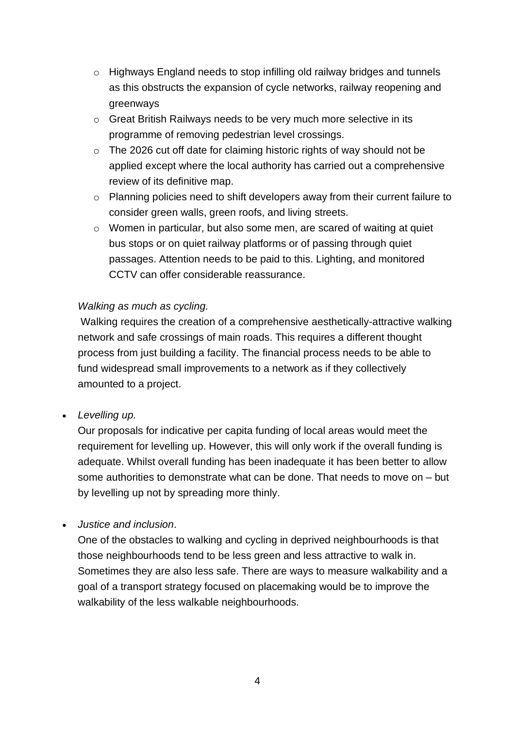- Highways England needs to stop infilling old railway bridges and tunnels as this obstructs the expansion of cycle networks, railway reopening and greenways
  - Great British Railways needs to be very much more selective in its programme of removing pedestrian level crossings.
  - The 2026 cut off date for claiming historic rights of way should not be applied except where the local authority has carried out a comprehensive review of its definitive map.
  - Planning policies need to shift developers away from their current failure to consider green walls, green roofs, and living streets.
  - Women in particular, but also some men, are scared of waiting at quiet bus stops or on quiet railway platforms or of passing through quiet passages. Attention needs to be paid to this. Lighting, and monitored CCTV can offer considerable reassurance.

  *Walking as much as cycling.*

  Walking requires the creation of a comprehensive aesthetically-attractive walking network and safe crossings of main roads. This requires a different thought process from just building a facility. The financial process needs to be able to fund widespread small improvements to a network as if they collectively amounted to a project.

- *Levelling up.*

  Our proposals for indicative per capita funding of local areas would meet the requirement for levelling up. However, this will only work if the overall funding is adequate. Whilst overall funding has been inadequate it has been better to allow some authorities to demonstrate what can be done. That needs to move on – but by levelling up not by spreading more thinly.

- *Justice and inclusion*.

  One of the obstacles to walking and cycling in deprived neighbourhoods is that those neighbourhoods tend to be less green and less attractive to walk in. Sometimes they are also less safe. There are ways to measure walkability and a goal of a transport strategy focused on placemaking would be to improve the walkability of the less walkable neighbourhoods.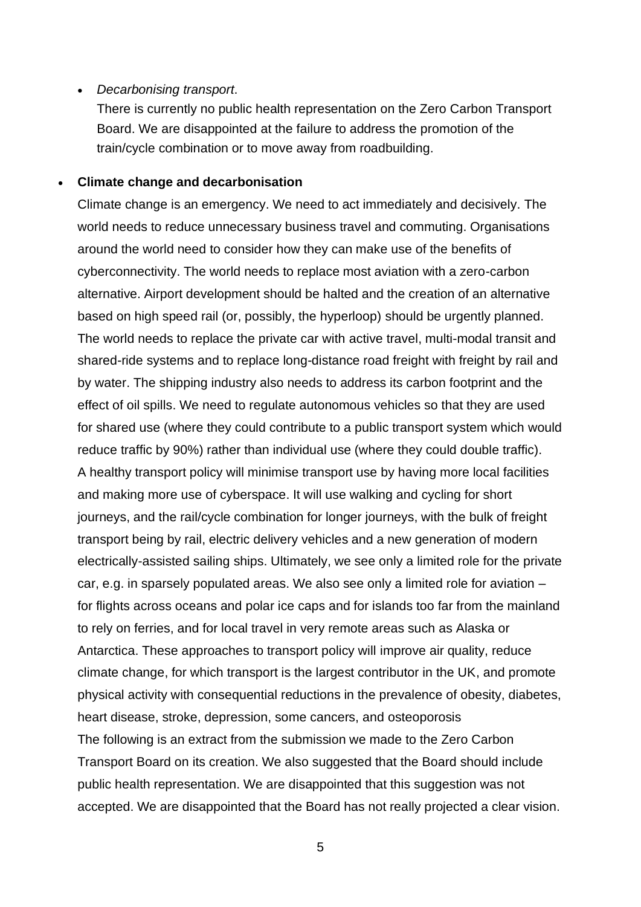- *Decarbonising transport*.

  There is currently no public health representation on the Zero Carbon Transport Board. We are disappointed at the failure to address the promotion of the train/cycle combination or to move away from roadbuilding.

- **Climate change and decarbonisation**

  Climate change is an emergency. We need to act immediately and decisively. The world needs to reduce unnecessary business travel and commuting. Organisations around the world need to consider how they can make use of the benefits of cyberconnectivity. The world needs to replace most aviation with a zero-carbon alternative. Airport development should be halted and the creation of an alternative based on high speed rail (or, possibly, the hyperloop) should be urgently planned. The world needs to replace the private car with active travel, multi-modal transit and shared-ride systems and to replace long-distance road freight with freight by rail and by water. The shipping industry also needs to address its carbon footprint and the effect of oil spills. We need to regulate autonomous vehicles so that they are used for shared use (where they could contribute to a public transport system which would reduce traffic by 90%) rather than individual use (where they could double traffic). A healthy transport policy will minimise transport use by having more local facilities and making more use of cyberspace. It will use walking and cycling for short journeys, and the rail/cycle combination for longer journeys, with the bulk of freight transport being by rail, electric delivery vehicles and a new generation of modern electrically-assisted sailing ships. Ultimately, we see only a limited role for the private car, e.g. in sparsely populated areas. We also see only a limited role for aviation – for flights across oceans and polar ice caps and for islands too far from the mainland to rely on ferries, and for local travel in very remote areas such as Alaska or Antarctica. These approaches to transport policy will improve air quality, reduce climate change, for which transport is the largest contributor in the UK, and promote physical activity with consequential reductions in the prevalence of obesity, diabetes, heart disease, stroke, depression, some cancers, and osteoporosis

  The following is an extract from the submission we made to the Zero Carbon Transport Board on its creation. We also suggested that the Board should include public health representation. We are disappointed that this suggestion was not accepted. We are disappointed that the Board has not really projected a clear vision.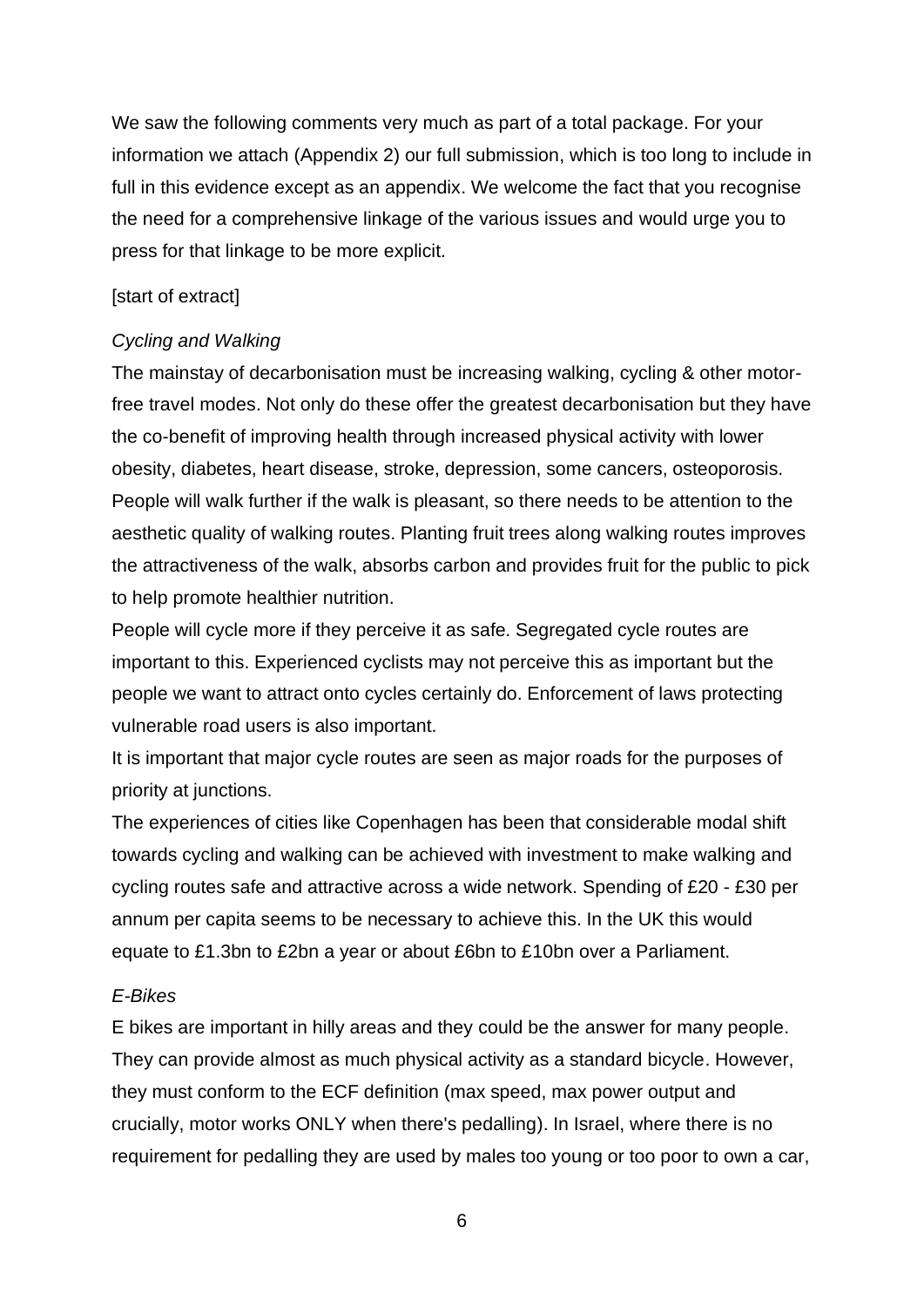We saw the following comments very much as part of a total package. For your information we attach (Appendix 2) our full submission, which is too long to include in full in this evidence except as an appendix. We welcome the fact that you recognise the need for a comprehensive linkage of the various issues and would urge you to press for that linkage to be more explicit.

[start of extract]

*Cycling and Walking*

The mainstay of decarbonisation must be increasing walking, cycling & other motor-free travel modes. Not only do these offer the greatest decarbonisation but they have the co-benefit of improving health through increased physical activity with lower obesity, diabetes, heart disease, stroke, depression, some cancers, osteoporosis. People will walk further if the walk is pleasant, so there needs to be attention to the aesthetic quality of walking routes. Planting fruit trees along walking routes improves the attractiveness of the walk, absorbs carbon and provides fruit for the public to pick to help promote healthier nutrition.

People will cycle more if they perceive it as safe. Segregated cycle routes are important to this. Experienced cyclists may not perceive this as important but the people we want to attract onto cycles certainly do. Enforcement of laws protecting vulnerable road users is also important.

It is important that major cycle routes are seen as major roads for the purposes of priority at junctions.

The experiences of cities like Copenhagen has been that considerable modal shift towards cycling and walking can be achieved with investment to make walking and cycling routes safe and attractive across a wide network. Spending of £20 - £30 per annum per capita seems to be necessary to achieve this. In the UK this would equate to £1.3bn to £2bn a year or about £6bn to £10bn over a Parliament.

*E-Bikes*

E bikes are important in hilly areas and they could be the answer for many people. They can provide almost as much physical activity as a standard bicycle. However, they must conform to the ECF definition (max speed, max power output and crucially, motor works ONLY when there's pedalling). In Israel, where there is no requirement for pedalling they are used by males too young or too poor to own a car,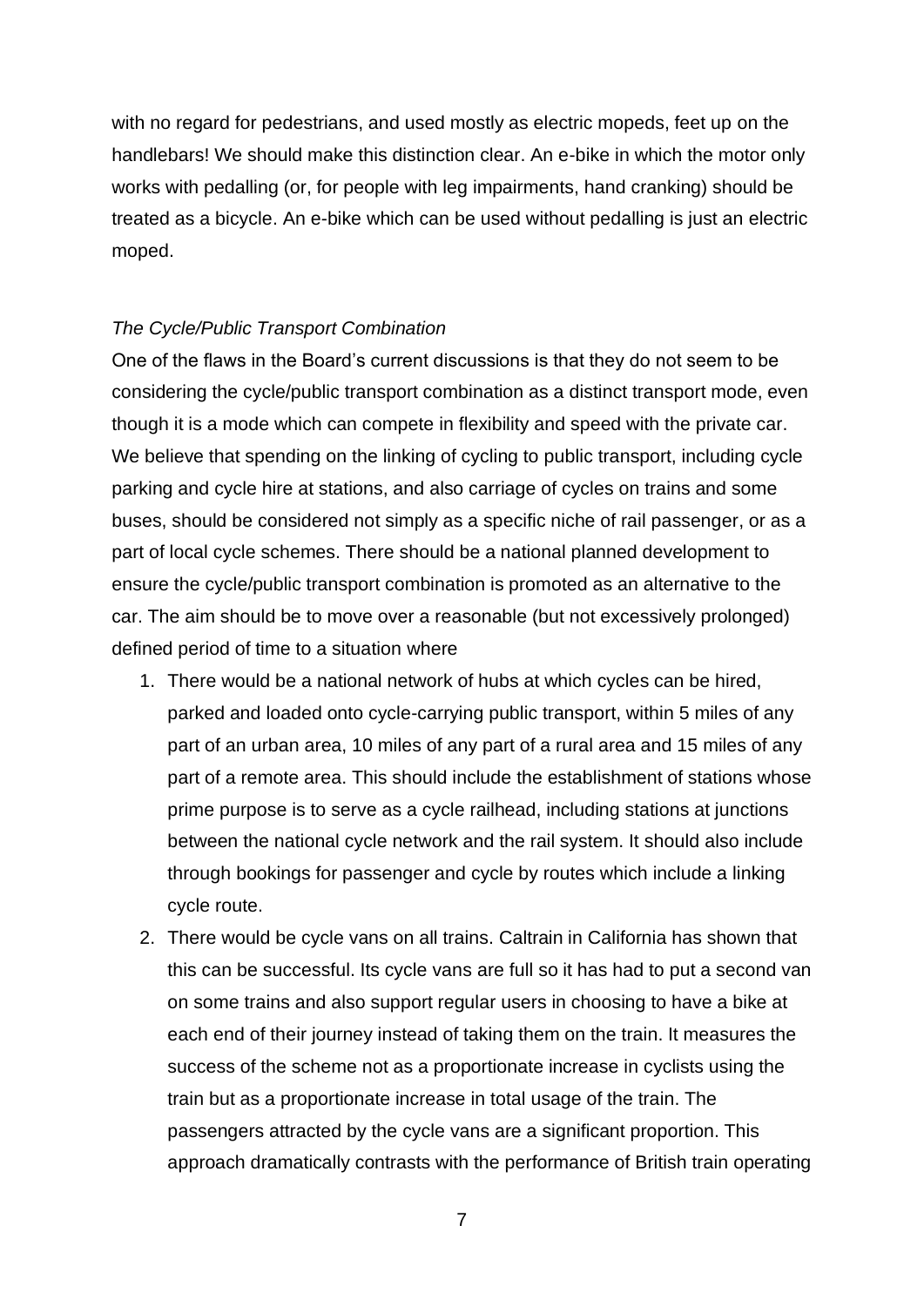with no regard for pedestrians, and used mostly as electric mopeds, feet up on the handlebars! We should make this distinction clear. An e-bike in which the motor only works with pedalling (or, for people with leg impairments, hand cranking) should be treated as a bicycle. An e-bike which can be used without pedalling is just an electric moped.

*The Cycle/Public Transport Combination*

One of the flaws in the Board's current discussions is that they do not seem to be considering the cycle/public transport combination as a distinct transport mode, even though it is a mode which can compete in flexibility and speed with the private car. We believe that spending on the linking of cycling to public transport, including cycle parking and cycle hire at stations, and also carriage of cycles on trains and some buses, should be considered not simply as a specific niche of rail passenger, or as a part of local cycle schemes. There should be a national planned development to ensure the cycle/public transport combination is promoted as an alternative to the car. The aim should be to move over a reasonable (but not excessively prolonged) defined period of time to a situation where

1. There would be a national network of hubs at which cycles can be hired, parked and loaded onto cycle-carrying public transport, within 5 miles of any part of an urban area, 10 miles of any part of a rural area and 15 miles of any part of a remote area. This should include the establishment of stations whose prime purpose is to serve as a cycle railhead, including stations at junctions between the national cycle network and the rail system. It should also include through bookings for passenger and cycle by routes which include a linking cycle route.
2. There would be cycle vans on all trains. Caltrain in California has shown that this can be successful. Its cycle vans are full so it has had to put a second van on some trains and also support regular users in choosing to have a bike at each end of their journey instead of taking them on the train. It measures the success of the scheme not as a proportionate increase in cyclists using the train but as a proportionate increase in total usage of the train. The passengers attracted by the cycle vans are a significant proportion. This approach dramatically contrasts with the performance of British train operating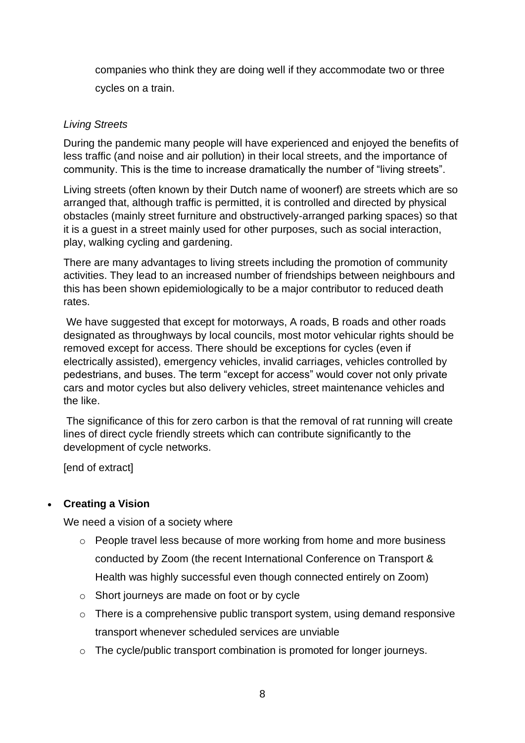companies who think they are doing well if they accommodate two or three cycles on a train.

*Living Streets*

During the pandemic many people will have experienced and enjoyed the benefits of less traffic (and noise and air pollution) in their local streets, and the importance of community. This is the time to increase dramatically the number of "living streets".

Living streets (often known by their Dutch name of woonerf) are streets which are so arranged that, although traffic is permitted, it is controlled and directed by physical obstacles (mainly street furniture and obstructively-arranged parking spaces) so that it is a guest in a street mainly used for other purposes, such as social interaction, play, walking cycling and gardening.

There are many advantages to living streets including the promotion of community activities. They lead to an increased number of friendships between neighbours and this has been shown epidemiologically to be a major contributor to reduced death rates.

We have suggested that except for motorways, A roads, B roads and other roads designated as throughways by local councils, most motor vehicular rights should be removed except for access. There should be exceptions for cycles (even if electrically assisted), emergency vehicles, invalid carriages, vehicles controlled by pedestrians, and buses. The term "except for access" would cover not only private cars and motor cycles but also delivery vehicles, street maintenance vehicles and the like.

The significance of this for zero carbon is that the removal of rat running will create lines of direct cycle friendly streets which can contribute significantly to the development of cycle networks.

[end of extract]

- **Creating a Vision**

  We need a vision of a society where

  - People travel less because of more working from home and more business conducted by Zoom (the recent International Conference on Transport & Health was highly successful even though connected entirely on Zoom)
  - Short journeys are made on foot or by cycle
  - There is a comprehensive public transport system, using demand responsive transport whenever scheduled services are unviable
  - The cycle/public transport combination is promoted for longer journeys.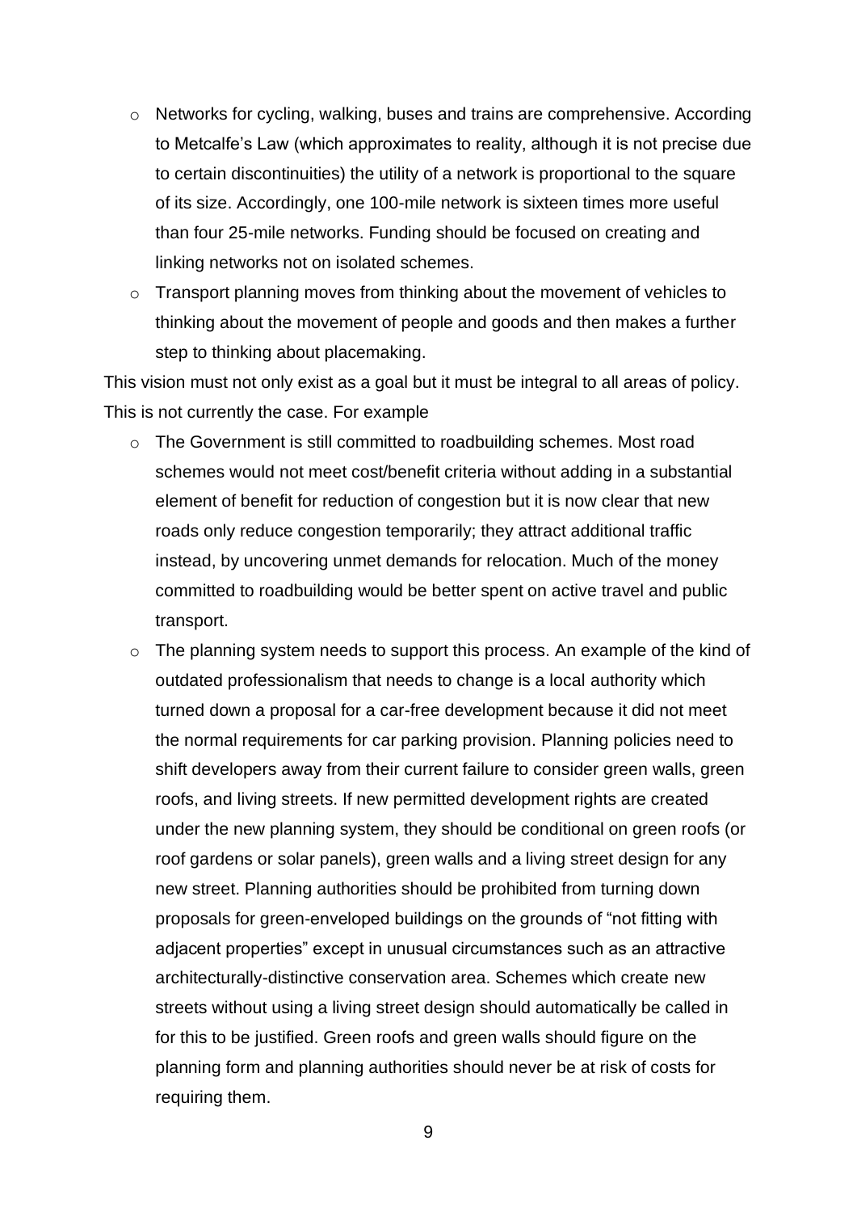- Networks for cycling, walking, buses and trains are comprehensive. According to Metcalfe's Law (which approximates to reality, although it is not precise due to certain discontinuities) the utility of a network is proportional to the square of its size. Accordingly, one 100-mile network is sixteen times more useful than four 25-mile networks. Funding should be focused on creating and linking networks not on isolated schemes.
- Transport planning moves from thinking about the movement of vehicles to thinking about the movement of people and goods and then makes a further step to thinking about placemaking.

This vision must not only exist as a goal but it must be integral to all areas of policy. This is not currently the case. For example

- The Government is still committed to roadbuilding schemes. Most road schemes would not meet cost/benefit criteria without adding in a substantial element of benefit for reduction of congestion but it is now clear that new roads only reduce congestion temporarily; they attract additional traffic instead, by uncovering unmet demands for relocation. Much of the money committed to roadbuilding would be better spent on active travel and public transport.
- The planning system needs to support this process. An example of the kind of outdated professionalism that needs to change is a local authority which turned down a proposal for a car-free development because it did not meet the normal requirements for car parking provision. Planning policies need to shift developers away from their current failure to consider green walls, green roofs, and living streets. If new permitted development rights are created under the new planning system, they should be conditional on green roofs (or roof gardens or solar panels), green walls and a living street design for any new street. Planning authorities should be prohibited from turning down proposals for green-enveloped buildings on the grounds of "not fitting with adjacent properties" except in unusual circumstances such as an attractive architecturally-distinctive conservation area. Schemes which create new streets without using a living street design should automatically be called in for this to be justified. Green roofs and green walls should figure on the planning form and planning authorities should never be at risk of costs for requiring them.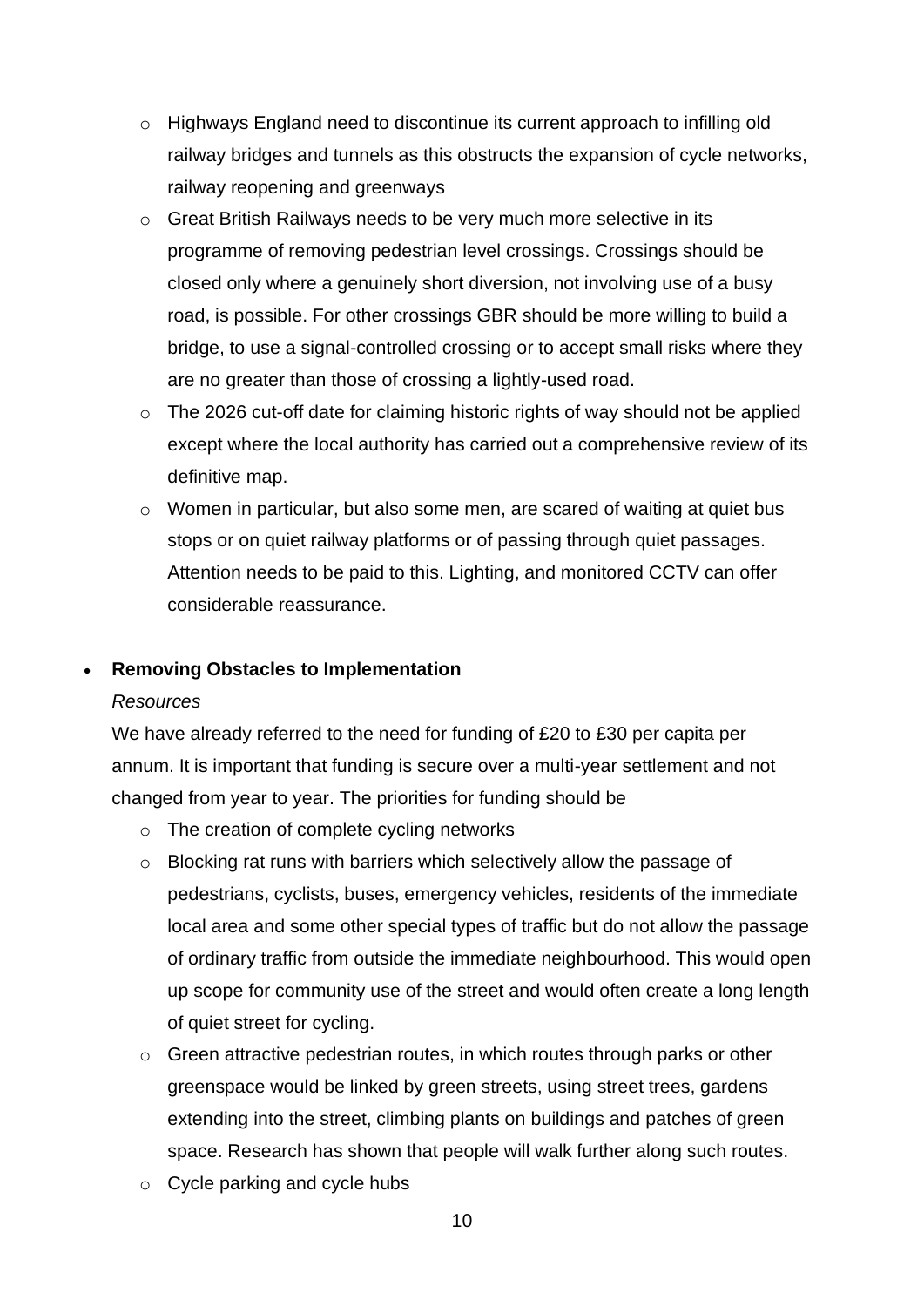- Highways England need to discontinue its current approach to infilling old railway bridges and tunnels as this obstructs the expansion of cycle networks, railway reopening and greenways
  - Great British Railways needs to be very much more selective in its programme of removing pedestrian level crossings. Crossings should be closed only where a genuinely short diversion, not involving use of a busy road, is possible. For other crossings GBR should be more willing to build a bridge, to use a signal-controlled crossing or to accept small risks where they are no greater than those of crossing a lightly-used road.
  - The 2026 cut-off date for claiming historic rights of way should not be applied except where the local authority has carried out a comprehensive review of its definitive map.
  - Women in particular, but also some men, are scared of waiting at quiet bus stops or on quiet railway platforms or of passing through quiet passages. Attention needs to be paid to this. Lighting, and monitored CCTV can offer considerable reassurance.

- **Removing Obstacles to Implementation**

  *Resources*

  We have already referred to the need for funding of £20 to £30 per capita per annum. It is important that funding is secure over a multi-year settlement and not changed from year to year. The priorities for funding should be

  - The creation of complete cycling networks
  - Blocking rat runs with barriers which selectively allow the passage of pedestrians, cyclists, buses, emergency vehicles, residents of the immediate local area and some other special types of traffic but do not allow the passage of ordinary traffic from outside the immediate neighbourhood. This would open up scope for community use of the street and would often create a long length of quiet street for cycling.
  - Green attractive pedestrian routes, in which routes through parks or other greenspace would be linked by green streets, using street trees, gardens extending into the street, climbing plants on buildings and patches of green space. Research has shown that people will walk further along such routes.
  - Cycle parking and cycle hubs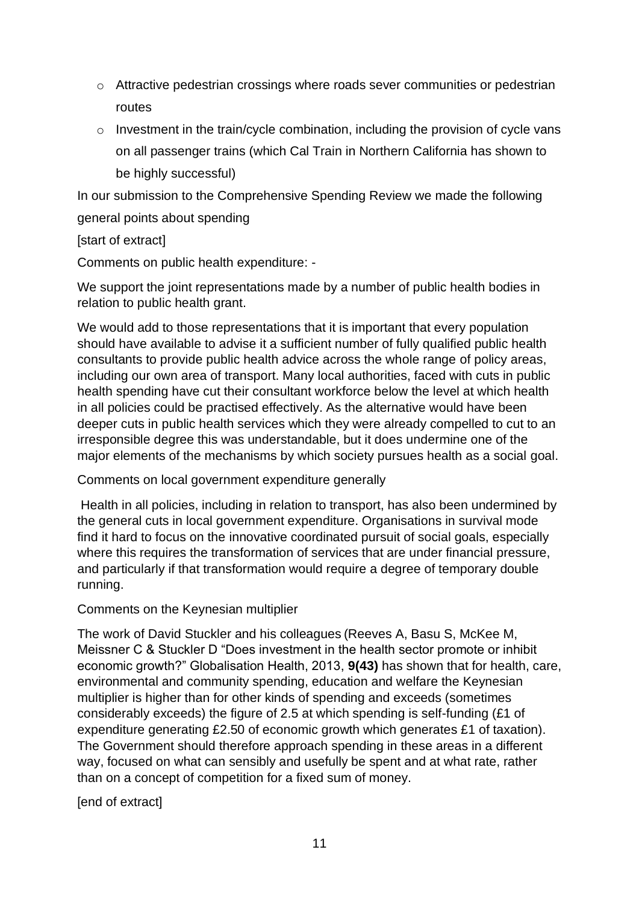- Attractive pedestrian crossings where roads sever communities or pedestrian routes
- Investment in the train/cycle combination, including the provision of cycle vans on all passenger trains (which Cal Train in Northern California has shown to be highly successful)

In our submission to the Comprehensive Spending Review we made the following general points about spending

[start of extract]

Comments on public health expenditure: -

We support the joint representations made by a number of public health bodies in relation to public health grant.

We would add to those representations that it is important that every population should have available to advise it a sufficient number of fully qualified public health consultants to provide public health advice across the whole range of policy areas, including our own area of transport. Many local authorities, faced with cuts in public health spending have cut their consultant workforce below the level at which health in all policies could be practised effectively. As the alternative would have been deeper cuts in public health services which they were already compelled to cut to an irresponsible degree this was understandable, but it does undermine one of the major elements of the mechanisms by which society pursues health as a social goal.

Comments on local government expenditure generally

Health in all policies, including in relation to transport, has also been undermined by the general cuts in local government expenditure. Organisations in survival mode find it hard to focus on the innovative coordinated pursuit of social goals, especially where this requires the transformation of services that are under financial pressure, and particularly if that transformation would require a degree of temporary double running.

Comments on the Keynesian multiplier

The work of David Stuckler and his colleagues (Reeves A, Basu S, McKee M, Meissner C & Stuckler D "Does investment in the health sector promote or inhibit economic growth?" Globalisation Health, 2013, **9(43)** has shown that for health, care, environmental and community spending, education and welfare the Keynesian multiplier is higher than for other kinds of spending and exceeds (sometimes considerably exceeds) the figure of 2.5 at which spending is self-funding (£1 of expenditure generating £2.50 of economic growth which generates £1 of taxation). The Government should therefore approach spending in these areas in a different way, focused on what can sensibly and usefully be spent and at what rate, rather than on a concept of competition for a fixed sum of money.

[end of extract]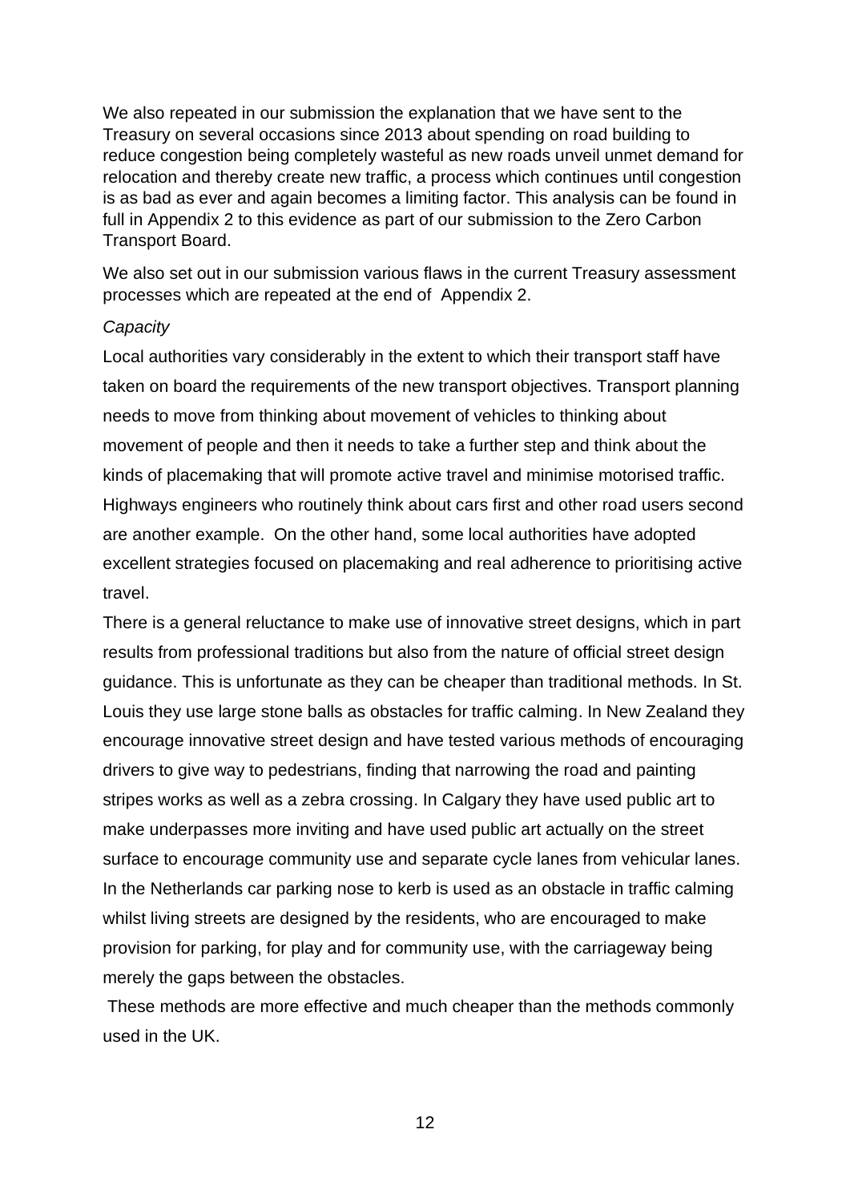We also repeated in our submission the explanation that we have sent to the Treasury on several occasions since 2013 about spending on road building to reduce congestion being completely wasteful as new roads unveil unmet demand for relocation and thereby create new traffic, a process which continues until congestion is as bad as ever and again becomes a limiting factor. This analysis can be found in full in Appendix 2 to this evidence as part of our submission to the Zero Carbon Transport Board.

We also set out in our submission various flaws in the current Treasury assessment processes which are repeated at the end of Appendix 2.

*Capacity*

Local authorities vary considerably in the extent to which their transport staff have taken on board the requirements of the new transport objectives. Transport planning needs to move from thinking about movement of vehicles to thinking about movement of people and then it needs to take a further step and think about the kinds of placemaking that will promote active travel and minimise motorised traffic. Highways engineers who routinely think about cars first and other road users second are another example. On the other hand, some local authorities have adopted excellent strategies focused on placemaking and real adherence to prioritising active travel.

There is a general reluctance to make use of innovative street designs, which in part results from professional traditions but also from the nature of official street design guidance. This is unfortunate as they can be cheaper than traditional methods. In St. Louis they use large stone balls as obstacles for traffic calming. In New Zealand they encourage innovative street design and have tested various methods of encouraging drivers to give way to pedestrians, finding that narrowing the road and painting stripes works as well as a zebra crossing. In Calgary they have used public art to make underpasses more inviting and have used public art actually on the street surface to encourage community use and separate cycle lanes from vehicular lanes. In the Netherlands car parking nose to kerb is used as an obstacle in traffic calming whilst living streets are designed by the residents, who are encouraged to make provision for parking, for play and for community use, with the carriageway being merely the gaps between the obstacles.

These methods are more effective and much cheaper than the methods commonly used in the UK.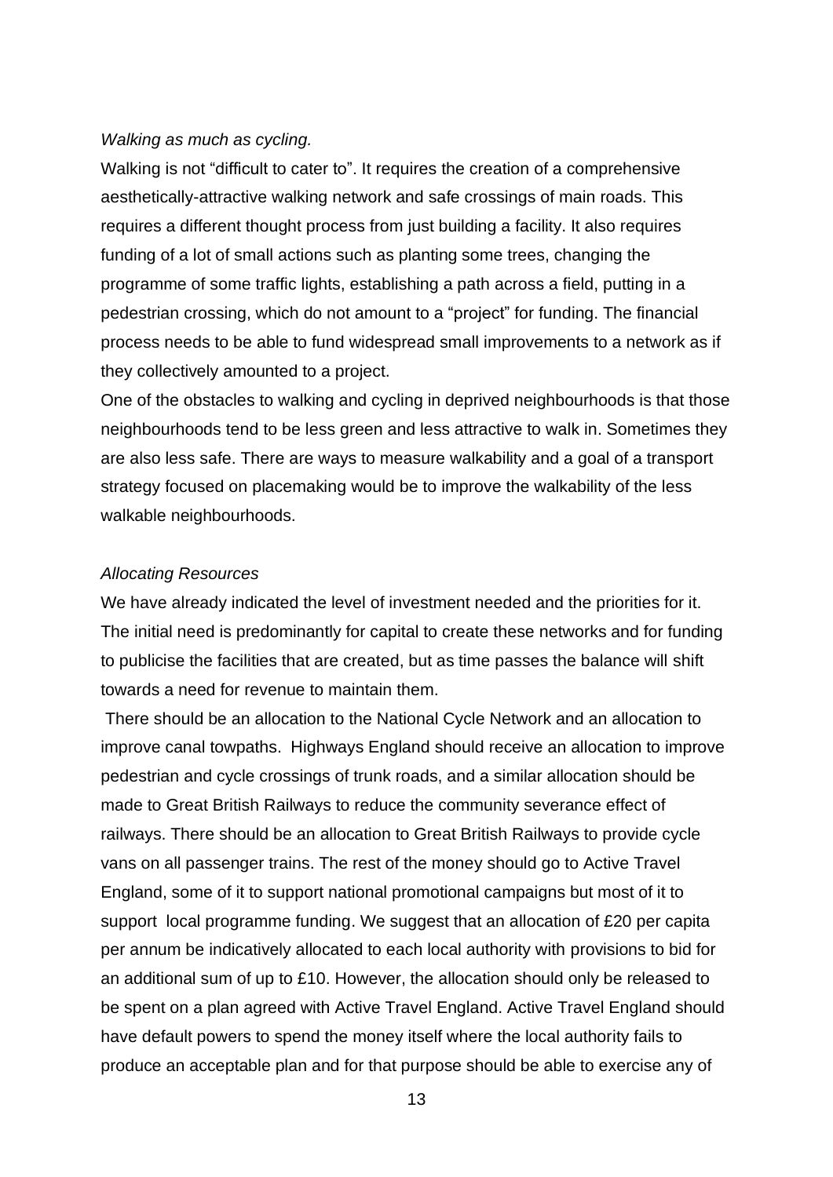*Walking as much as cycling.*

Walking is not "difficult to cater to". It requires the creation of a comprehensive aesthetically-attractive walking network and safe crossings of main roads. This requires a different thought process from just building a facility. It also requires funding of a lot of small actions such as planting some trees, changing the programme of some traffic lights, establishing a path across a field, putting in a pedestrian crossing, which do not amount to a "project" for funding. The financial process needs to be able to fund widespread small improvements to a network as if they collectively amounted to a project.

One of the obstacles to walking and cycling in deprived neighbourhoods is that those neighbourhoods tend to be less green and less attractive to walk in. Sometimes they are also less safe. There are ways to measure walkability and a goal of a transport strategy focused on placemaking would be to improve the walkability of the less walkable neighbourhoods.

*Allocating Resources*

We have already indicated the level of investment needed and the priorities for it. The initial need is predominantly for capital to create these networks and for funding to publicise the facilities that are created, but as time passes the balance will shift towards a need for revenue to maintain them.

There should be an allocation to the National Cycle Network and an allocation to improve canal towpaths. Highways England should receive an allocation to improve pedestrian and cycle crossings of trunk roads, and a similar allocation should be made to Great British Railways to reduce the community severance effect of railways. There should be an allocation to Great British Railways to provide cycle vans on all passenger trains. The rest of the money should go to Active Travel England, some of it to support national promotional campaigns but most of it to support local programme funding. We suggest that an allocation of £20 per capita per annum be indicatively allocated to each local authority with provisions to bid for an additional sum of up to £10. However, the allocation should only be released to be spent on a plan agreed with Active Travel England. Active Travel England should have default powers to spend the money itself where the local authority fails to produce an acceptable plan and for that purpose should be able to exercise any of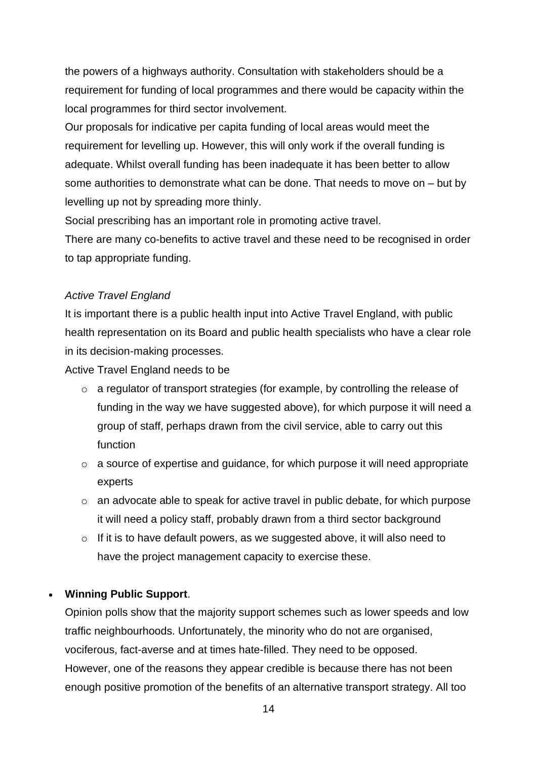the powers of a highways authority. Consultation with stakeholders should be a requirement for funding of local programmes and there would be capacity within the local programmes for third sector involvement.

Our proposals for indicative per capita funding of local areas would meet the requirement for levelling up. However, this will only work if the overall funding is adequate. Whilst overall funding has been inadequate it has been better to allow some authorities to demonstrate what can be done. That needs to move on – but by levelling up not by spreading more thinly.

Social prescribing has an important role in promoting active travel.

There are many co-benefits to active travel and these need to be recognised in order to tap appropriate funding.

*Active Travel England*

It is important there is a public health input into Active Travel England, with public health representation on its Board and public health specialists who have a clear role in its decision-making processes.

Active Travel England needs to be

- a regulator of transport strategies (for example, by controlling the release of funding in the way we have suggested above), for which purpose it will need a group of staff, perhaps drawn from the civil service, able to carry out this function
- a source of expertise and guidance, for which purpose it will need appropriate experts
- an advocate able to speak for active travel in public debate, for which purpose it will need a policy staff, probably drawn from a third sector background
- If it is to have default powers, as we suggested above, it will also need to have the project management capacity to exercise these.

- **Winning Public Support**.

  Opinion polls show that the majority support schemes such as lower speeds and low traffic neighbourhoods. Unfortunately, the minority who do not are organised, vociferous, fact-averse and at times hate-filled. They need to be opposed. However, one of the reasons they appear credible is because there has not been enough positive promotion of the benefits of an alternative transport strategy. All too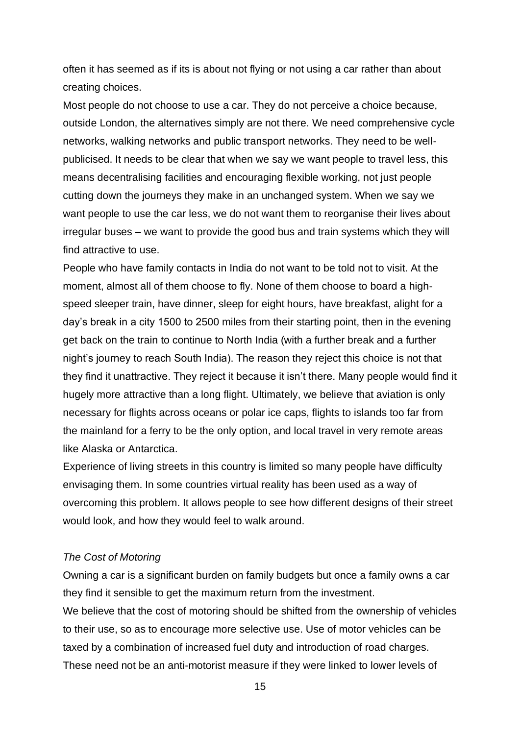often it has seemed as if its is about not flying or not using a car rather than about creating choices.

Most people do not choose to use a car. They do not perceive a choice because, outside London, the alternatives simply are not there. We need comprehensive cycle networks, walking networks and public transport networks. They need to be well-publicised. It needs to be clear that when we say we want people to travel less, this means decentralising facilities and encouraging flexible working, not just people cutting down the journeys they make in an unchanged system. When we say we want people to use the car less, we do not want them to reorganise their lives about irregular buses – we want to provide the good bus and train systems which they will find attractive to use.

People who have family contacts in India do not want to be told not to visit. At the moment, almost all of them choose to fly. None of them choose to board a high-speed sleeper train, have dinner, sleep for eight hours, have breakfast, alight for a day's break in a city 1500 to 2500 miles from their starting point, then in the evening get back on the train to continue to North India (with a further break and a further night's journey to reach South India). The reason they reject this choice is not that they find it unattractive. They reject it because it isn't there. Many people would find it hugely more attractive than a long flight. Ultimately, we believe that aviation is only necessary for flights across oceans or polar ice caps, flights to islands too far from the mainland for a ferry to be the only option, and local travel in very remote areas like Alaska or Antarctica.

Experience of living streets in this country is limited so many people have difficulty envisaging them. In some countries virtual reality has been used as a way of overcoming this problem. It allows people to see how different designs of their street would look, and how they would feel to walk around.

*The Cost of Motoring*

Owning a car is a significant burden on family budgets but once a family owns a car they find it sensible to get the maximum return from the investment.

We believe that the cost of motoring should be shifted from the ownership of vehicles to their use, so as to encourage more selective use. Use of motor vehicles can be taxed by a combination of increased fuel duty and introduction of road charges. These need not be an anti-motorist measure if they were linked to lower levels of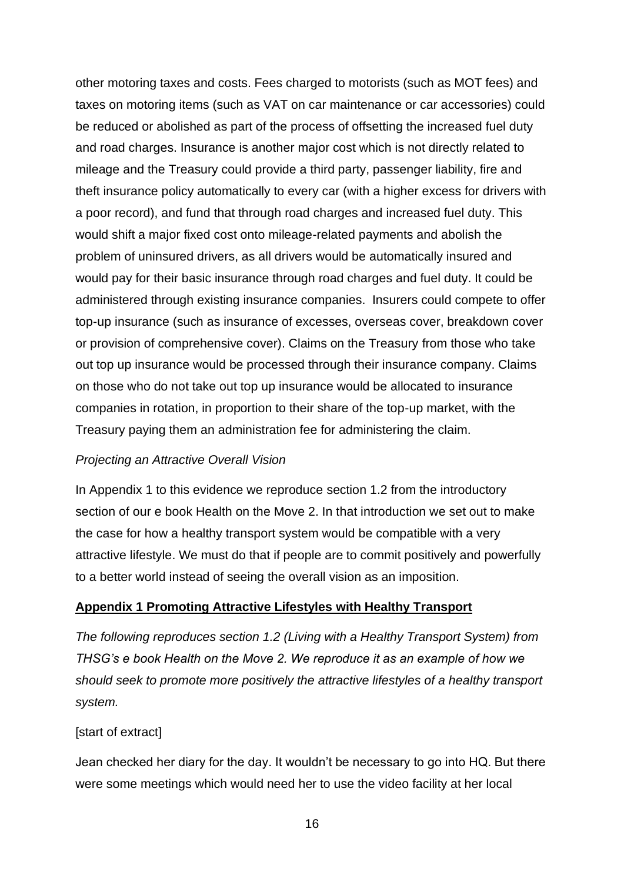other motoring taxes and costs. Fees charged to motorists (such as MOT fees) and taxes on motoring items (such as VAT on car maintenance or car accessories) could be reduced or abolished as part of the process of offsetting the increased fuel duty and road charges. Insurance is another major cost which is not directly related to mileage and the Treasury could provide a third party, passenger liability, fire and theft insurance policy automatically to every car (with a higher excess for drivers with a poor record), and fund that through road charges and increased fuel duty. This would shift a major fixed cost onto mileage-related payments and abolish the problem of uninsured drivers, as all drivers would be automatically insured and would pay for their basic insurance through road charges and fuel duty. It could be administered through existing insurance companies. Insurers could compete to offer top-up insurance (such as insurance of excesses, overseas cover, breakdown cover or provision of comprehensive cover). Claims on the Treasury from those who take out top up insurance would be processed through their insurance company. Claims on those who do not take out top up insurance would be allocated to insurance companies in rotation, in proportion to their share of the top-up market, with the Treasury paying them an administration fee for administering the claim.

*Projecting an Attractive Overall Vision*

In Appendix 1 to this evidence we reproduce section 1.2 from the introductory section of our e book Health on the Move 2. In that introduction we set out to make the case for how a healthy transport system would be compatible with a very attractive lifestyle. We must do that if people are to commit positively and powerfully to a better world instead of seeing the overall vision as an imposition.

## Appendix 1 Promoting Attractive Lifestyles with Healthy Transport

*The following reproduces section 1.2 (Living with a Healthy Transport System) from THSG's e book Health on the Move 2. We reproduce it as an example of how we should seek to promote more positively the attractive lifestyles of a healthy transport system.*

[start of extract]

Jean checked her diary for the day. It wouldn't be necessary to go into HQ. But there were some meetings which would need her to use the video facility at her local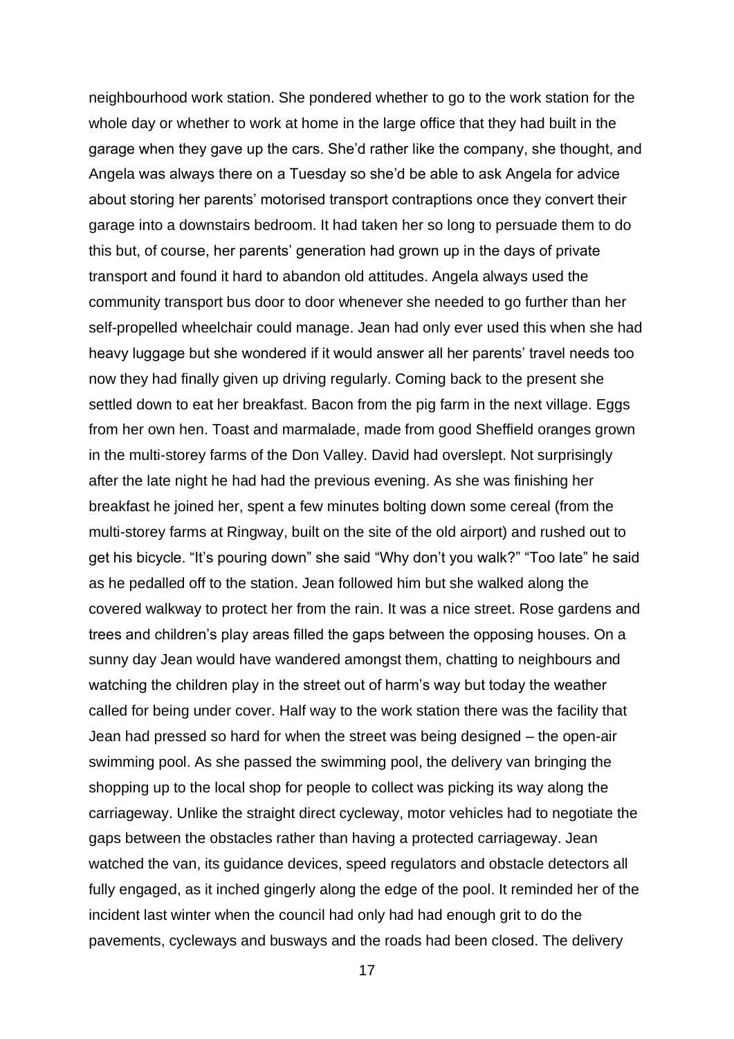neighbourhood work station. She pondered whether to go to the work station for the whole day or whether to work at home in the large office that they had built in the garage when they gave up the cars. She'd rather like the company, she thought, and Angela was always there on a Tuesday so she'd be able to ask Angela for advice about storing her parents' motorised transport contraptions once they convert their garage into a downstairs bedroom. It had taken her so long to persuade them to do this but, of course, her parents' generation had grown up in the days of private transport and found it hard to abandon old attitudes. Angela always used the community transport bus door to door whenever she needed to go further than her self-propelled wheelchair could manage. Jean had only ever used this when she had heavy luggage but she wondered if it would answer all her parents' travel needs too now they had finally given up driving regularly. Coming back to the present she settled down to eat her breakfast. Bacon from the pig farm in the next village. Eggs from her own hen. Toast and marmalade, made from good Sheffield oranges grown in the multi-storey farms of the Don Valley. David had overslept. Not surprisingly after the late night he had had the previous evening. As she was finishing her breakfast he joined her, spent a few minutes bolting down some cereal (from the multi-storey farms at Ringway, built on the site of the old airport) and rushed out to get his bicycle. "It's pouring down" she said "Why don't you walk?" "Too late" he said as he pedalled off to the station. Jean followed him but she walked along the covered walkway to protect her from the rain. It was a nice street. Rose gardens and trees and children's play areas filled the gaps between the opposing houses. On a sunny day Jean would have wandered amongst them, chatting to neighbours and watching the children play in the street out of harm's way but today the weather called for being under cover. Half way to the work station there was the facility that Jean had pressed so hard for when the street was being designed – the open-air swimming pool. As she passed the swimming pool, the delivery van bringing the shopping up to the local shop for people to collect was picking its way along the carriageway. Unlike the straight direct cycleway, motor vehicles had to negotiate the gaps between the obstacles rather than having a protected carriageway. Jean watched the van, its guidance devices, speed regulators and obstacle detectors all fully engaged, as it inched gingerly along the edge of the pool. It reminded her of the incident last winter when the council had only had had enough grit to do the pavements, cycleways and busways and the roads had been closed. The delivery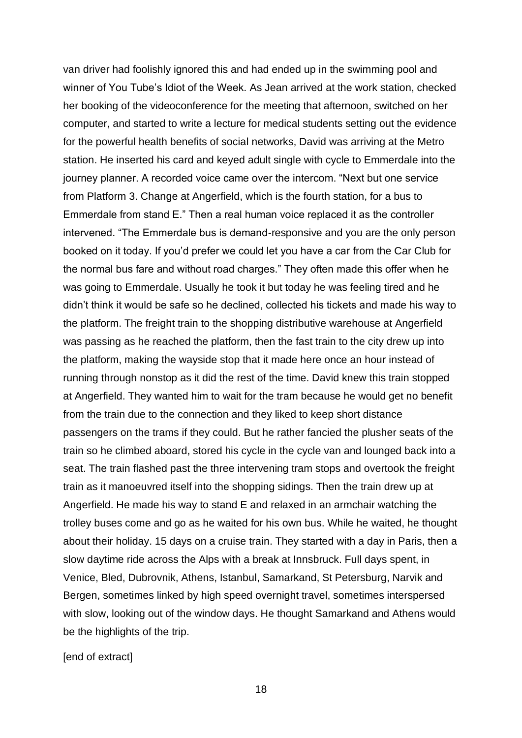van driver had foolishly ignored this and had ended up in the swimming pool and winner of You Tube's Idiot of the Week. As Jean arrived at the work station, checked her booking of the videoconference for the meeting that afternoon, switched on her computer, and started to write a lecture for medical students setting out the evidence for the powerful health benefits of social networks, David was arriving at the Metro station. He inserted his card and keyed adult single with cycle to Emmerdale into the journey planner. A recorded voice came over the intercom. "Next but one service from Platform 3. Change at Angerfield, which is the fourth station, for a bus to Emmerdale from stand E." Then a real human voice replaced it as the controller intervened. "The Emmerdale bus is demand-responsive and you are the only person booked on it today. If you'd prefer we could let you have a car from the Car Club for the normal bus fare and without road charges." They often made this offer when he was going to Emmerdale. Usually he took it but today he was feeling tired and he didn't think it would be safe so he declined, collected his tickets and made his way to the platform. The freight train to the shopping distributive warehouse at Angerfield was passing as he reached the platform, then the fast train to the city drew up into the platform, making the wayside stop that it made here once an hour instead of running through nonstop as it did the rest of the time. David knew this train stopped at Angerfield. They wanted him to wait for the tram because he would get no benefit from the train due to the connection and they liked to keep short distance passengers on the trams if they could. But he rather fancied the plusher seats of the train so he climbed aboard, stored his cycle in the cycle van and lounged back into a seat. The train flashed past the three intervening tram stops and overtook the freight train as it manoeuvred itself into the shopping sidings. Then the train drew up at Angerfield. He made his way to stand E and relaxed in an armchair watching the trolley buses come and go as he waited for his own bus. While he waited, he thought about their holiday. 15 days on a cruise train. They started with a day in Paris, then a slow daytime ride across the Alps with a break at Innsbruck. Full days spent, in Venice, Bled, Dubrovnik, Athens, Istanbul, Samarkand, St Petersburg, Narvik and Bergen, sometimes linked by high speed overnight travel, sometimes interspersed with slow, looking out of the window days. He thought Samarkand and Athens would be the highlights of the trip.

[end of extract]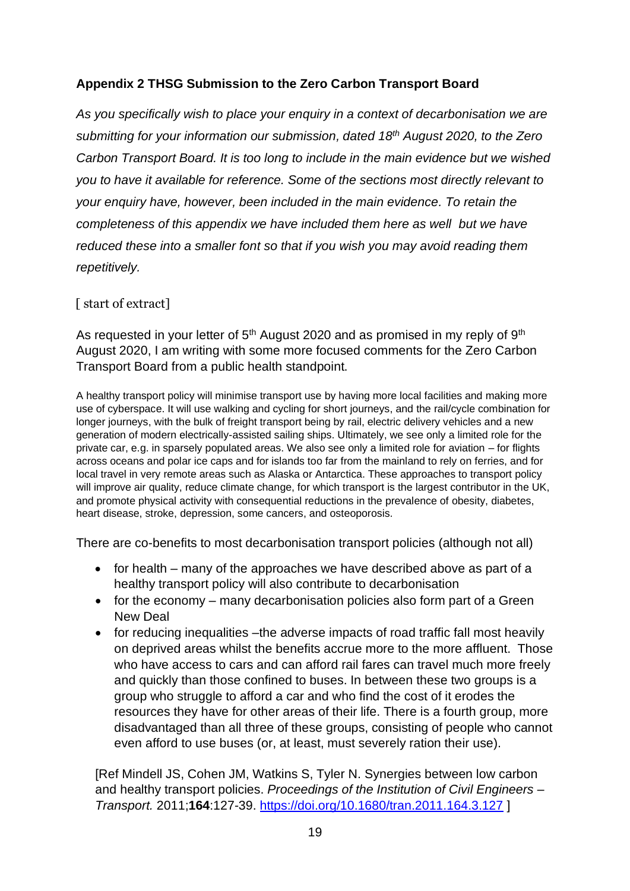**Appendix 2 THSG Submission to the Zero Carbon Transport Board**

*As you specifically wish to place your enquiry in a context of decarbonisation we are submitting for your information our submission, dated 18th August 2020, to the Zero Carbon Transport Board. It is too long to include in the main evidence but we wished you to have it available for reference. Some of the sections most directly relevant to your enquiry have, however, been included in the main evidence. To retain the completeness of this appendix we have included them here as well but we have reduced these into a smaller font so that if you wish you may avoid reading them repetitively.*

[ start of extract]

As requested in your letter of 5th August 2020 and as promised in my reply of 9th August 2020, I am writing with some more focused comments for the Zero Carbon Transport Board from a public health standpoint.

A healthy transport policy will minimise transport use by having more local facilities and making more use of cyberspace. It will use walking and cycling for short journeys, and the rail/cycle combination for longer journeys, with the bulk of freight transport being by rail, electric delivery vehicles and a new generation of modern electrically-assisted sailing ships. Ultimately, we see only a limited role for the private car, e.g. in sparsely populated areas. We also see only a limited role for aviation – for flights across oceans and polar ice caps and for islands too far from the mainland to rely on ferries, and for local travel in very remote areas such as Alaska or Antarctica. These approaches to transport policy will improve air quality, reduce climate change, for which transport is the largest contributor in the UK, and promote physical activity with consequential reductions in the prevalence of obesity, diabetes, heart disease, stroke, depression, some cancers, and osteoporosis.

There are co-benefits to most decarbonisation transport policies (although not all)

- for health – many of the approaches we have described above as part of a healthy transport policy will also contribute to decarbonisation
- for the economy – many decarbonisation policies also form part of a Green New Deal
- for reducing inequalities –the adverse impacts of road traffic fall most heavily on deprived areas whilst the benefits accrue more to the more affluent. Those who have access to cars and can afford rail fares can travel much more freely and quickly than those confined to buses. In between these two groups is a group who struggle to afford a car and who find the cost of it erodes the resources they have for other areas of their life. There is a fourth group, more disadvantaged than all three of these groups, consisting of people who cannot even afford to use buses (or, at least, must severely ration their use).

[Ref Mindell JS, Cohen JM, Watkins S, Tyler N. Synergies between low carbon and healthy transport policies. *Proceedings of the Institution of Civil Engineers – Transport.* 2011;**164**:127-39. https://doi.org/10.1680/tran.2011.164.3.127 ]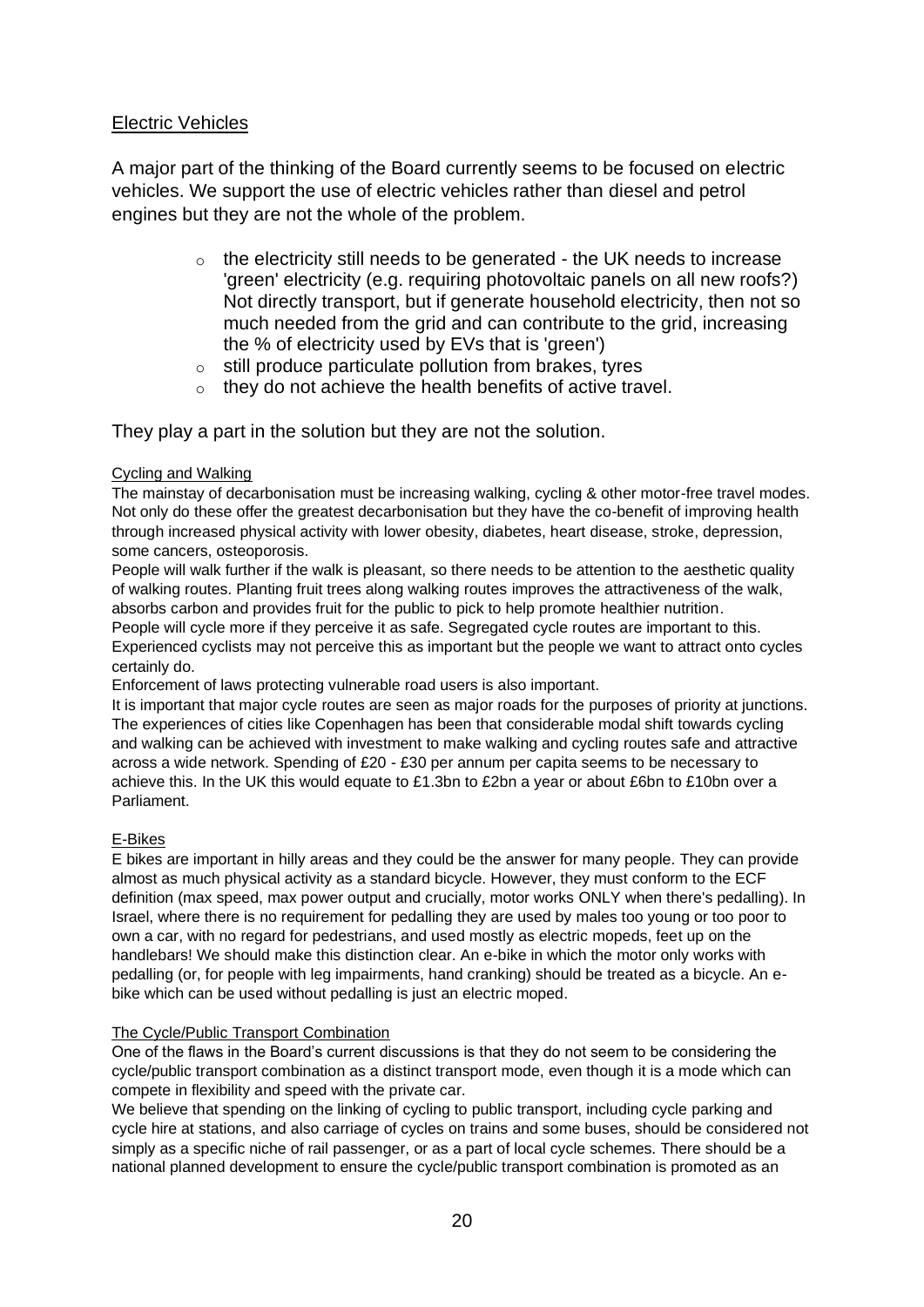## Electric Vehicles

A major part of the thinking of the Board currently seems to be focused on electric vehicles. We support the use of electric vehicles rather than diesel and petrol engines but they are not the whole of the problem.

- the electricity still needs to be generated - the UK needs to increase 'green' electricity (e.g. requiring photovoltaic panels on all new roofs?) Not directly transport, but if generate household electricity, then not so much needed from the grid and can contribute to the grid, increasing the % of electricity used by EVs that is 'green')
- still produce particulate pollution from brakes, tyres
- they do not achieve the health benefits of active travel.

They play a part in the solution but they are not the solution.

### Cycling and Walking

The mainstay of decarbonisation must be increasing walking, cycling & other motor-free travel modes. Not only do these offer the greatest decarbonisation but they have the co-benefit of improving health through increased physical activity with lower obesity, diabetes, heart disease, stroke, depression, some cancers, osteoporosis.

People will walk further if the walk is pleasant, so there needs to be attention to the aesthetic quality of walking routes. Planting fruit trees along walking routes improves the attractiveness of the walk, absorbs carbon and provides fruit for the public to pick to help promote healthier nutrition.

People will cycle more if they perceive it as safe. Segregated cycle routes are important to this. Experienced cyclists may not perceive this as important but the people we want to attract onto cycles certainly do.

Enforcement of laws protecting vulnerable road users is also important.

It is important that major cycle routes are seen as major roads for the purposes of priority at junctions. The experiences of cities like Copenhagen has been that considerable modal shift towards cycling and walking can be achieved with investment to make walking and cycling routes safe and attractive across a wide network. Spending of £20 - £30 per annum per capita seems to be necessary to achieve this. In the UK this would equate to £1.3bn to £2bn a year or about £6bn to £10bn over a Parliament.

### E-Bikes

E bikes are important in hilly areas and they could be the answer for many people. They can provide almost as much physical activity as a standard bicycle. However, they must conform to the ECF definition (max speed, max power output and crucially, motor works ONLY when there's pedalling). In Israel, where there is no requirement for pedalling they are used by males too young or too poor to own a car, with no regard for pedestrians, and used mostly as electric mopeds, feet up on the handlebars! We should make this distinction clear. An e-bike in which the motor only works with pedalling (or, for people with leg impairments, hand cranking) should be treated as a bicycle. An e-bike which can be used without pedalling is just an electric moped.

### The Cycle/Public Transport Combination

One of the flaws in the Board's current discussions is that they do not seem to be considering the cycle/public transport combination as a distinct transport mode, even though it is a mode which can compete in flexibility and speed with the private car.

We believe that spending on the linking of cycling to public transport, including cycle parking and cycle hire at stations, and also carriage of cycles on trains and some buses, should be considered not simply as a specific niche of rail passenger, or as a part of local cycle schemes. There should be a national planned development to ensure the cycle/public transport combination is promoted as an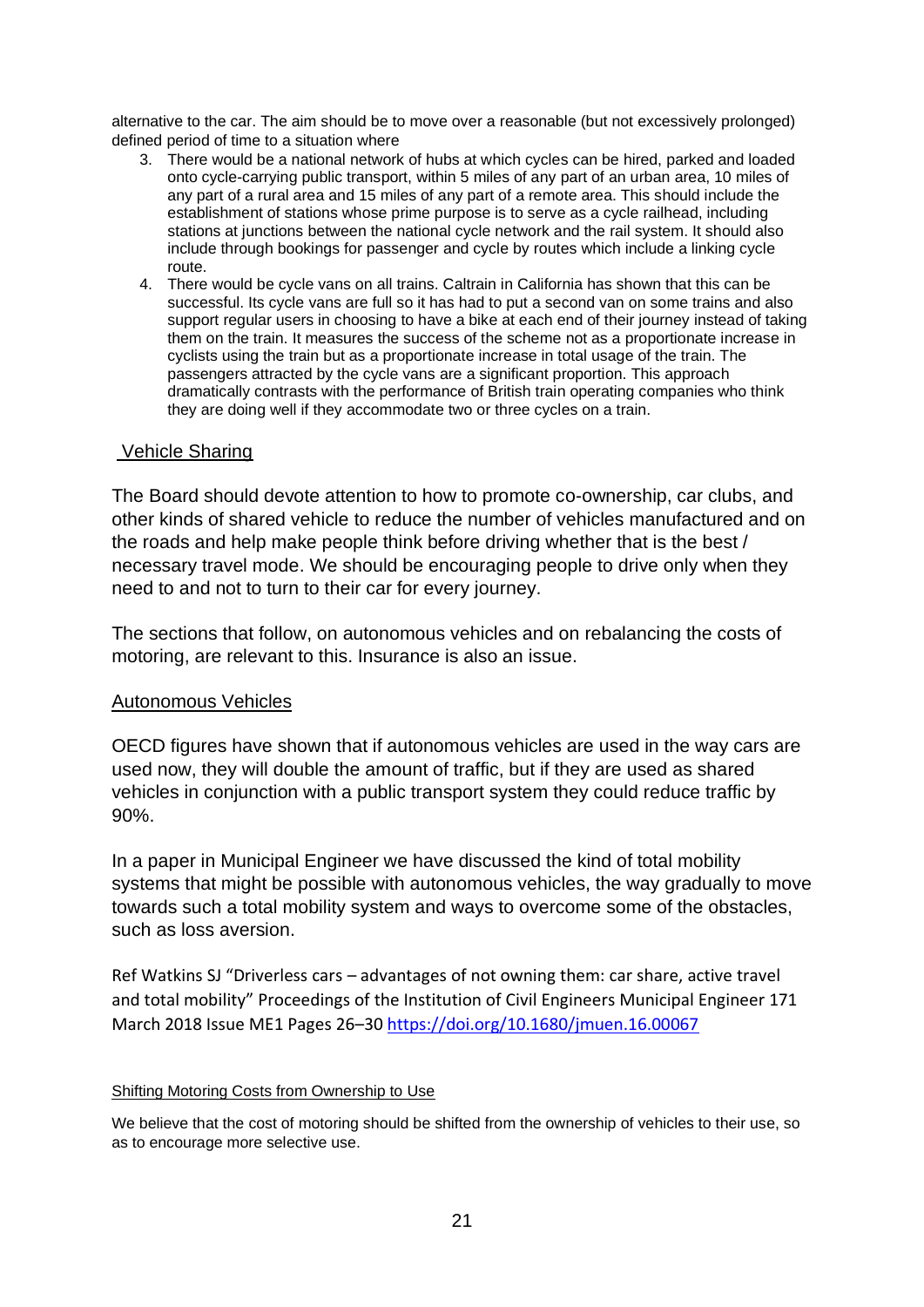alternative to the car. The aim should be to move over a reasonable (but not excessively prolonged) defined period of time to a situation where

3. There would be a national network of hubs at which cycles can be hired, parked and loaded onto cycle-carrying public transport, within 5 miles of any part of an urban area, 10 miles of any part of a rural area and 15 miles of any part of a remote area. This should include the establishment of stations whose prime purpose is to serve as a cycle railhead, including stations at junctions between the national cycle network and the rail system. It should also include through bookings for passenger and cycle by routes which include a linking cycle route.
4. There would be cycle vans on all trains. Caltrain in California has shown that this can be successful. Its cycle vans are full so it has had to put a second van on some trains and also support regular users in choosing to have a bike at each end of their journey instead of taking them on the train. It measures the success of the scheme not as a proportionate increase in cyclists using the train but as a proportionate increase in total usage of the train. The passengers attracted by the cycle vans are a significant proportion. This approach dramatically contrasts with the performance of British train operating companies who think they are doing well if they accommodate two or three cycles on a train.

## Vehicle Sharing

The Board should devote attention to how to promote co-ownership, car clubs, and other kinds of shared vehicle to reduce the number of vehicles manufactured and on the roads and help make people think before driving whether that is the best / necessary travel mode. We should be encouraging people to drive only when they need to and not to turn to their car for every journey.

The sections that follow, on autonomous vehicles and on rebalancing the costs of motoring, are relevant to this. Insurance is also an issue.

## Autonomous Vehicles

OECD figures have shown that if autonomous vehicles are used in the way cars are used now, they will double the amount of traffic, but if they are used as shared vehicles in conjunction with a public transport system they could reduce traffic by 90%.

In a paper in Municipal Engineer we have discussed the kind of total mobility systems that might be possible with autonomous vehicles, the way gradually to move towards such a total mobility system and ways to overcome some of the obstacles, such as loss aversion.

Ref Watkins SJ "Driverless cars – advantages of not owning them: car share, active travel and total mobility" Proceedings of the Institution of Civil Engineers Municipal Engineer 171 March 2018 Issue ME1 Pages 26–30 https://doi.org/10.1680/jmuen.16.00067

## Shifting Motoring Costs from Ownership to Use

We believe that the cost of motoring should be shifted from the ownership of vehicles to their use, so as to encourage more selective use.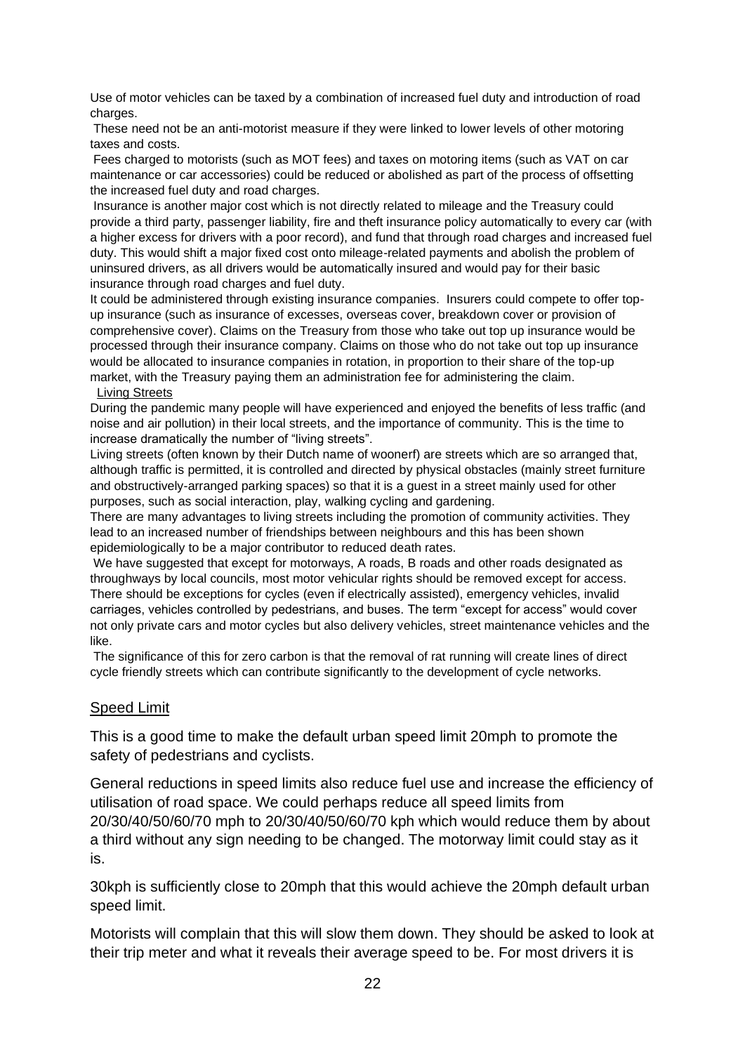Use of motor vehicles can be taxed by a combination of increased fuel duty and introduction of road charges.

These need not be an anti-motorist measure if they were linked to lower levels of other motoring taxes and costs.

Fees charged to motorists (such as MOT fees) and taxes on motoring items (such as VAT on car maintenance or car accessories) could be reduced or abolished as part of the process of offsetting the increased fuel duty and road charges.

Insurance is another major cost which is not directly related to mileage and the Treasury could provide a third party, passenger liability, fire and theft insurance policy automatically to every car (with a higher excess for drivers with a poor record), and fund that through road charges and increased fuel duty. This would shift a major fixed cost onto mileage-related payments and abolish the problem of uninsured drivers, as all drivers would be automatically insured and would pay for their basic insurance through road charges and fuel duty.

It could be administered through existing insurance companies. Insurers could compete to offer top-up insurance (such as insurance of excesses, overseas cover, breakdown cover or provision of comprehensive cover). Claims on the Treasury from those who take out top up insurance would be processed through their insurance company. Claims on those who do not take out top up insurance would be allocated to insurance companies in rotation, in proportion to their share of the top-up market, with the Treasury paying them an administration fee for administering the claim.

<u>Living Streets</u>

During the pandemic many people will have experienced and enjoyed the benefits of less traffic (and noise and air pollution) in their local streets, and the importance of community. This is the time to increase dramatically the number of "living streets".

Living streets (often known by their Dutch name of woonerf) are streets which are so arranged that, although traffic is permitted, it is controlled and directed by physical obstacles (mainly street furniture and obstructively-arranged parking spaces) so that it is a guest in a street mainly used for other purposes, such as social interaction, play, walking cycling and gardening.

There are many advantages to living streets including the promotion of community activities. They lead to an increased number of friendships between neighbours and this has been shown epidemiologically to be a major contributor to reduced death rates.

We have suggested that except for motorways, A roads, B roads and other roads designated as throughways by local councils, most motor vehicular rights should be removed except for access. There should be exceptions for cycles (even if electrically assisted), emergency vehicles, invalid carriages, vehicles controlled by pedestrians, and buses. The term "except for access" would cover not only private cars and motor cycles but also delivery vehicles, street maintenance vehicles and the like.

The significance of this for zero carbon is that the removal of rat running will create lines of direct cycle friendly streets which can contribute significantly to the development of cycle networks.

<u>Speed Limit</u>

This is a good time to make the default urban speed limit 20mph to promote the safety of pedestrians and cyclists.

General reductions in speed limits also reduce fuel use and increase the efficiency of utilisation of road space. We could perhaps reduce all speed limits from 20/30/40/50/60/70 mph to 20/30/40/50/60/70 kph which would reduce them by about a third without any sign needing to be changed. The motorway limit could stay as it is.

30kph is sufficiently close to 20mph that this would achieve the 20mph default urban speed limit.

Motorists will complain that this will slow them down. They should be asked to look at their trip meter and what it reveals their average speed to be. For most drivers it is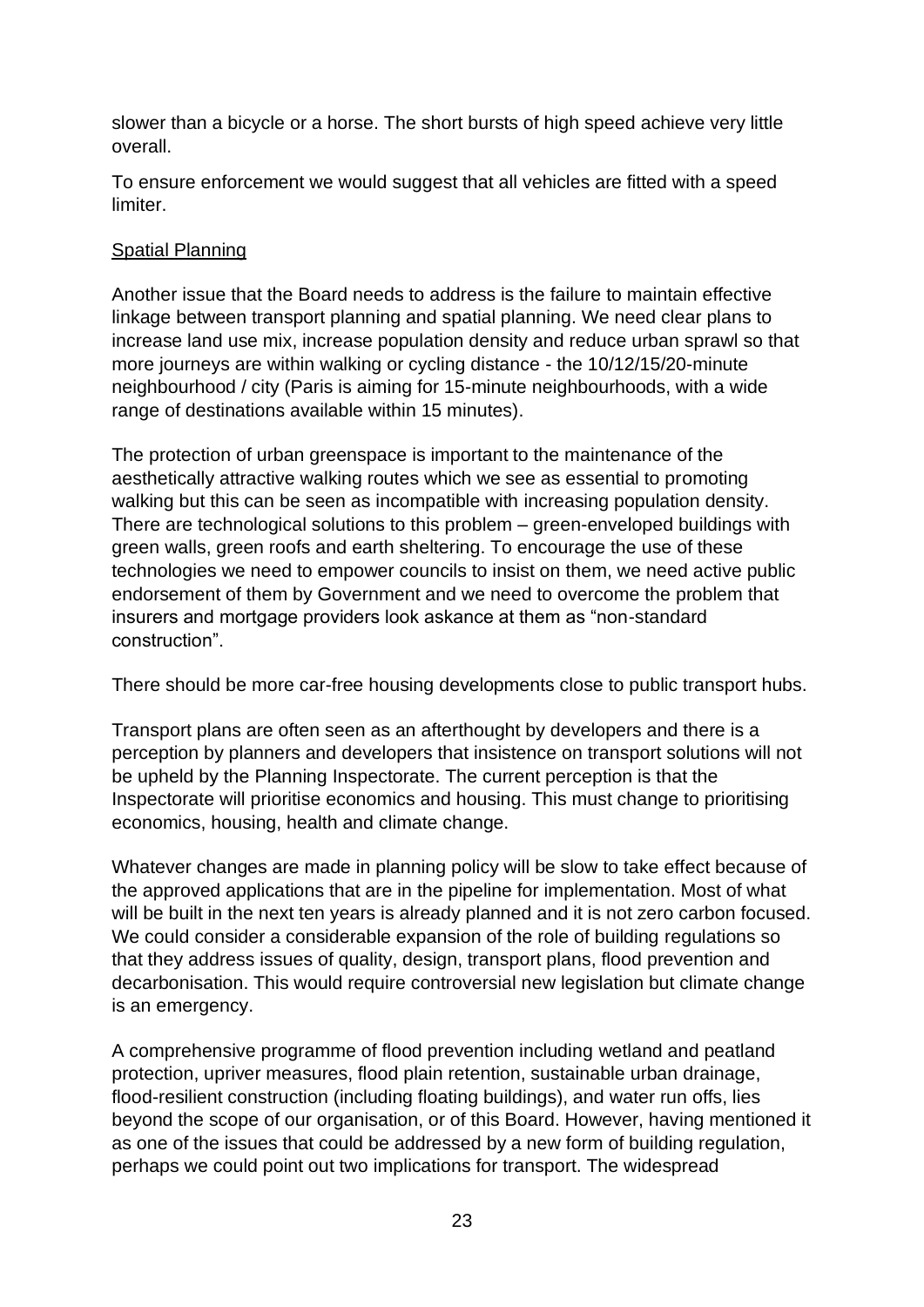slower than a bicycle or a horse. The short bursts of high speed achieve very little overall.

To ensure enforcement we would suggest that all vehicles are fitted with a speed limiter.

<u>Spatial Planning</u>

Another issue that the Board needs to address is the failure to maintain effective linkage between transport planning and spatial planning. We need clear plans to increase land use mix, increase population density and reduce urban sprawl so that more journeys are within walking or cycling distance - the 10/12/15/20-minute neighbourhood / city (Paris is aiming for 15-minute neighbourhoods, with a wide range of destinations available within 15 minutes).

The protection of urban greenspace is important to the maintenance of the aesthetically attractive walking routes which we see as essential to promoting walking but this can be seen as incompatible with increasing population density. There are technological solutions to this problem – green-enveloped buildings with green walls, green roofs and earth sheltering. To encourage the use of these technologies we need to empower councils to insist on them, we need active public endorsement of them by Government and we need to overcome the problem that insurers and mortgage providers look askance at them as "non-standard construction".

There should be more car-free housing developments close to public transport hubs.

Transport plans are often seen as an afterthought by developers and there is a perception by planners and developers that insistence on transport solutions will not be upheld by the Planning Inspectorate. The current perception is that the Inspectorate will prioritise economics and housing. This must change to prioritising economics, housing, health and climate change.

Whatever changes are made in planning policy will be slow to take effect because of the approved applications that are in the pipeline for implementation. Most of what will be built in the next ten years is already planned and it is not zero carbon focused. We could consider a considerable expansion of the role of building regulations so that they address issues of quality, design, transport plans, flood prevention and decarbonisation. This would require controversial new legislation but climate change is an emergency.

A comprehensive programme of flood prevention including wetland and peatland protection, upriver measures, flood plain retention, sustainable urban drainage, flood-resilient construction (including floating buildings), and water run offs, lies beyond the scope of our organisation, or of this Board. However, having mentioned it as one of the issues that could be addressed by a new form of building regulation, perhaps we could point out two implications for transport. The widespread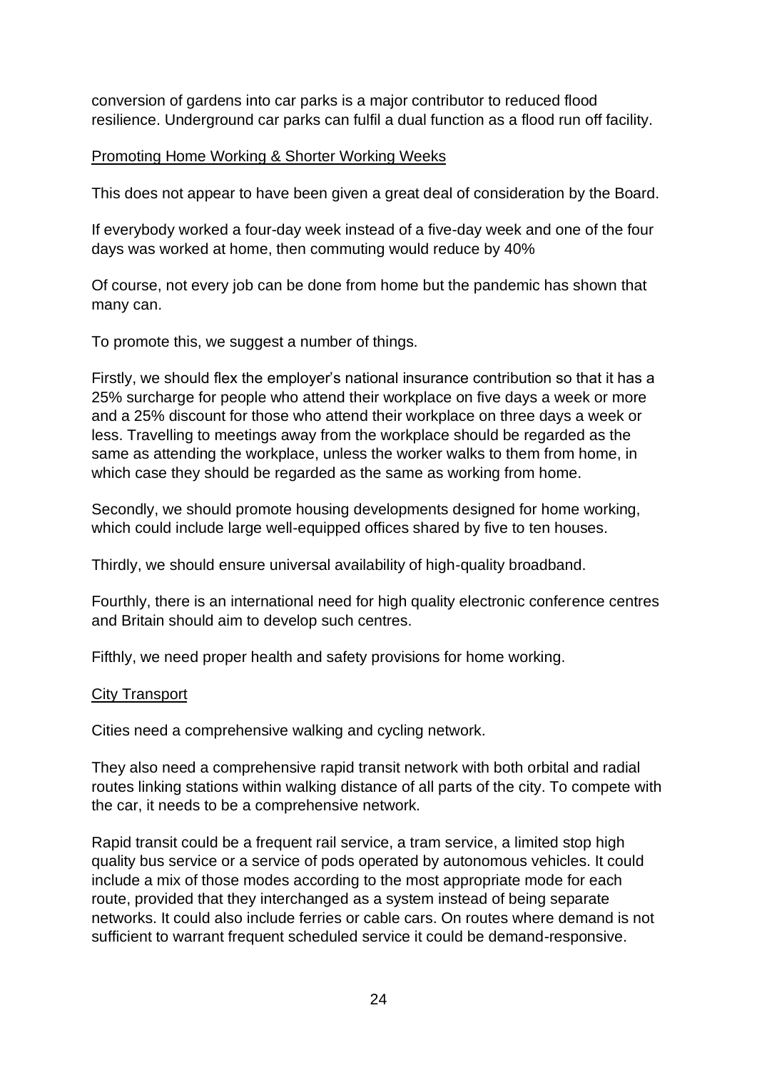conversion of gardens into car parks is a major contributor to reduced flood resilience. Underground car parks can fulfil a dual function as a flood run off facility.

## Promoting Home Working & Shorter Working Weeks

This does not appear to have been given a great deal of consideration by the Board.

If everybody worked a four-day week instead of a five-day week and one of the four days was worked at home, then commuting would reduce by 40%

Of course, not every job can be done from home but the pandemic has shown that many can.

To promote this, we suggest a number of things.

Firstly, we should flex the employer's national insurance contribution so that it has a 25% surcharge for people who attend their workplace on five days a week or more and a 25% discount for those who attend their workplace on three days a week or less. Travelling to meetings away from the workplace should be regarded as the same as attending the workplace, unless the worker walks to them from home, in which case they should be regarded as the same as working from home.

Secondly, we should promote housing developments designed for home working, which could include large well-equipped offices shared by five to ten houses.

Thirdly, we should ensure universal availability of high-quality broadband.

Fourthly, there is an international need for high quality electronic conference centres and Britain should aim to develop such centres.

Fifthly, we need proper health and safety provisions for home working.

## City Transport

Cities need a comprehensive walking and cycling network.

They also need a comprehensive rapid transit network with both orbital and radial routes linking stations within walking distance of all parts of the city. To compete with the car, it needs to be a comprehensive network.

Rapid transit could be a frequent rail service, a tram service, a limited stop high quality bus service or a service of pods operated by autonomous vehicles. It could include a mix of those modes according to the most appropriate mode for each route, provided that they interchanged as a system instead of being separate networks. It could also include ferries or cable cars. On routes where demand is not sufficient to warrant frequent scheduled service it could be demand-responsive.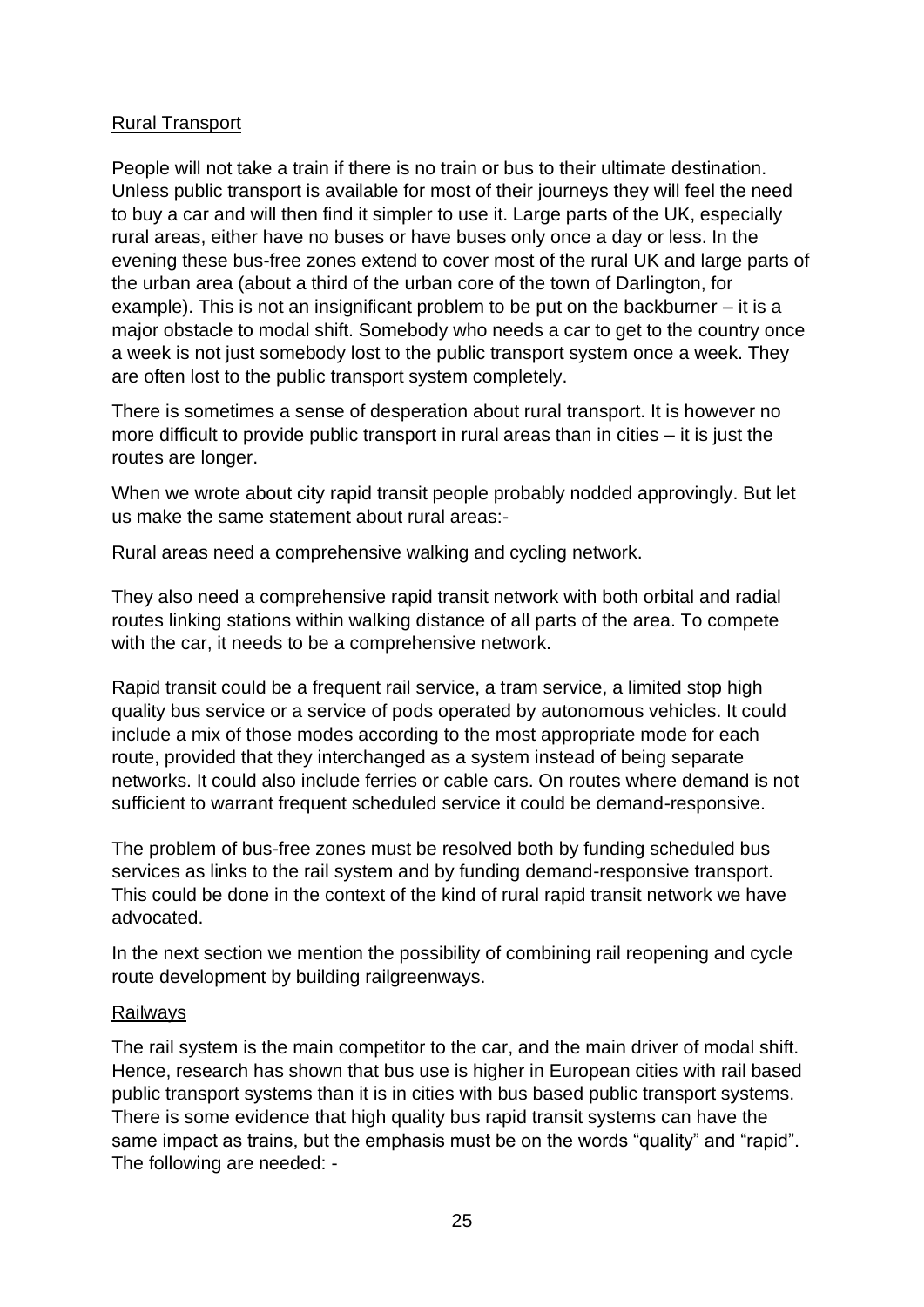## Rural Transport

People will not take a train if there is no train or bus to their ultimate destination. Unless public transport is available for most of their journeys they will feel the need to buy a car and will then find it simpler to use it. Large parts of the UK, especially rural areas, either have no buses or have buses only once a day or less. In the evening these bus-free zones extend to cover most of the rural UK and large parts of the urban area (about a third of the urban core of the town of Darlington, for example). This is not an insignificant problem to be put on the backburner – it is a major obstacle to modal shift. Somebody who needs a car to get to the country once a week is not just somebody lost to the public transport system once a week. They are often lost to the public transport system completely.

There is sometimes a sense of desperation about rural transport. It is however no more difficult to provide public transport in rural areas than in cities – it is just the routes are longer.

When we wrote about city rapid transit people probably nodded approvingly. But let us make the same statement about rural areas:-

Rural areas need a comprehensive walking and cycling network.

They also need a comprehensive rapid transit network with both orbital and radial routes linking stations within walking distance of all parts of the area. To compete with the car, it needs to be a comprehensive network.

Rapid transit could be a frequent rail service, a tram service, a limited stop high quality bus service or a service of pods operated by autonomous vehicles. It could include a mix of those modes according to the most appropriate mode for each route, provided that they interchanged as a system instead of being separate networks. It could also include ferries or cable cars. On routes where demand is not sufficient to warrant frequent scheduled service it could be demand-responsive.

The problem of bus-free zones must be resolved both by funding scheduled bus services as links to the rail system and by funding demand-responsive transport. This could be done in the context of the kind of rural rapid transit network we have advocated.

In the next section we mention the possibility of combining rail reopening and cycle route development by building railgreenways.

## Railways

The rail system is the main competitor to the car, and the main driver of modal shift. Hence, research has shown that bus use is higher in European cities with rail based public transport systems than it is in cities with bus based public transport systems. There is some evidence that high quality bus rapid transit systems can have the same impact as trains, but the emphasis must be on the words "quality" and "rapid". The following are needed: -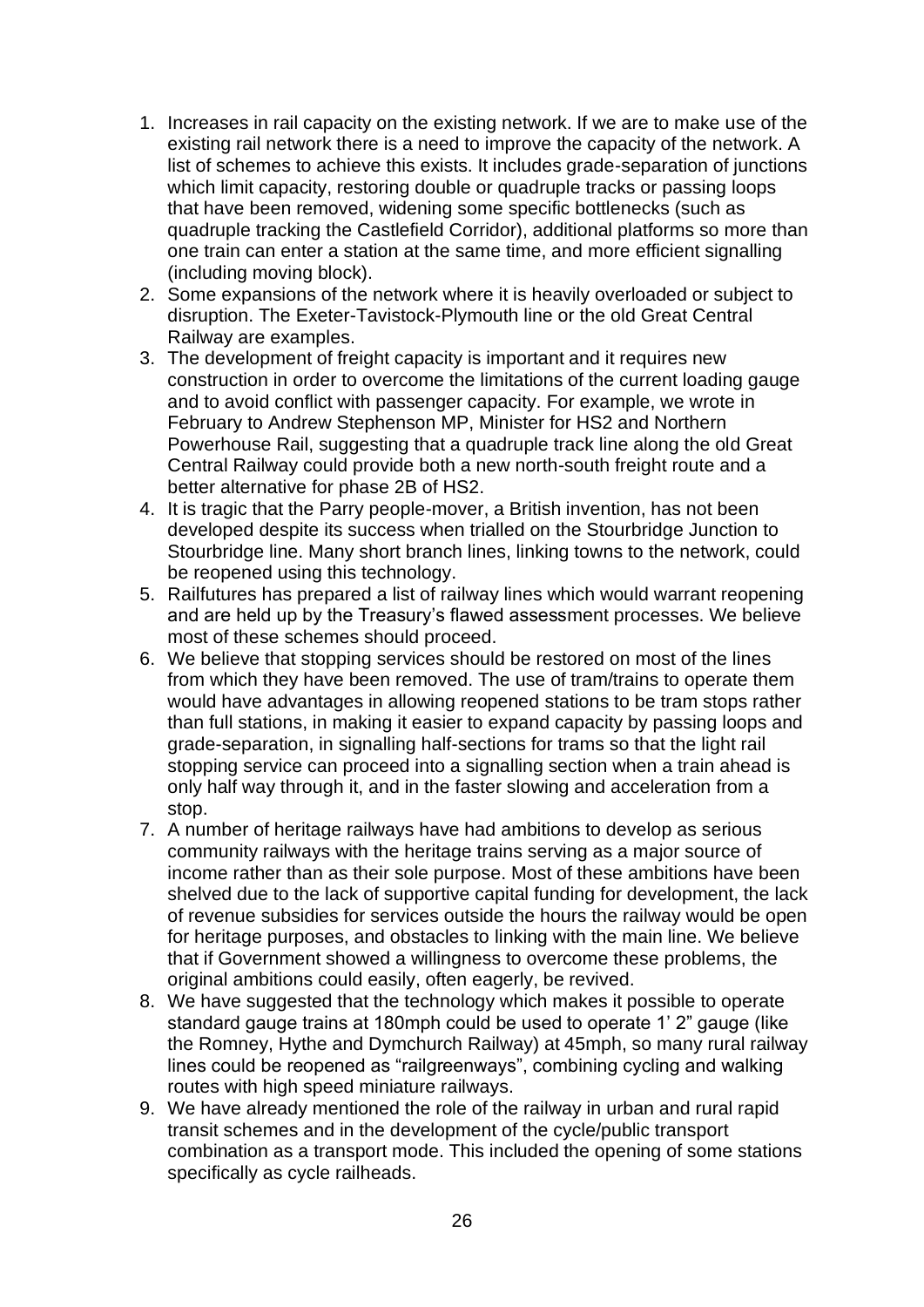1. Increases in rail capacity on the existing network. If we are to make use of the existing rail network there is a need to improve the capacity of the network. A list of schemes to achieve this exists. It includes grade-separation of junctions which limit capacity, restoring double or quadruple tracks or passing loops that have been removed, widening some specific bottlenecks (such as quadruple tracking the Castlefield Corridor), additional platforms so more than one train can enter a station at the same time, and more efficient signalling (including moving block).
2. Some expansions of the network where it is heavily overloaded or subject to disruption. The Exeter-Tavistock-Plymouth line or the old Great Central Railway are examples.
3. The development of freight capacity is important and it requires new construction in order to overcome the limitations of the current loading gauge and to avoid conflict with passenger capacity. For example, we wrote in February to Andrew Stephenson MP, Minister for HS2 and Northern Powerhouse Rail, suggesting that a quadruple track line along the old Great Central Railway could provide both a new north-south freight route and a better alternative for phase 2B of HS2.
4. It is tragic that the Parry people-mover, a British invention, has not been developed despite its success when trialled on the Stourbridge Junction to Stourbridge line. Many short branch lines, linking towns to the network, could be reopened using this technology.
5. Railfutures has prepared a list of railway lines which would warrant reopening and are held up by the Treasury's flawed assessment processes. We believe most of these schemes should proceed.
6. We believe that stopping services should be restored on most of the lines from which they have been removed. The use of tram/trains to operate them would have advantages in allowing reopened stations to be tram stops rather than full stations, in making it easier to expand capacity by passing loops and grade-separation, in signalling half-sections for trams so that the light rail stopping service can proceed into a signalling section when a train ahead is only half way through it, and in the faster slowing and acceleration from a stop.
7. A number of heritage railways have had ambitions to develop as serious community railways with the heritage trains serving as a major source of income rather than as their sole purpose. Most of these ambitions have been shelved due to the lack of supportive capital funding for development, the lack of revenue subsidies for services outside the hours the railway would be open for heritage purposes, and obstacles to linking with the main line. We believe that if Government showed a willingness to overcome these problems, the original ambitions could easily, often eagerly, be revived.
8. We have suggested that the technology which makes it possible to operate standard gauge trains at 180mph could be used to operate 1' 2" gauge (like the Romney, Hythe and Dymchurch Railway) at 45mph, so many rural railway lines could be reopened as "railgreenways", combining cycling and walking routes with high speed miniature railways.
9. We have already mentioned the role of the railway in urban and rural rapid transit schemes and in the development of the cycle/public transport combination as a transport mode. This included the opening of some stations specifically as cycle railheads.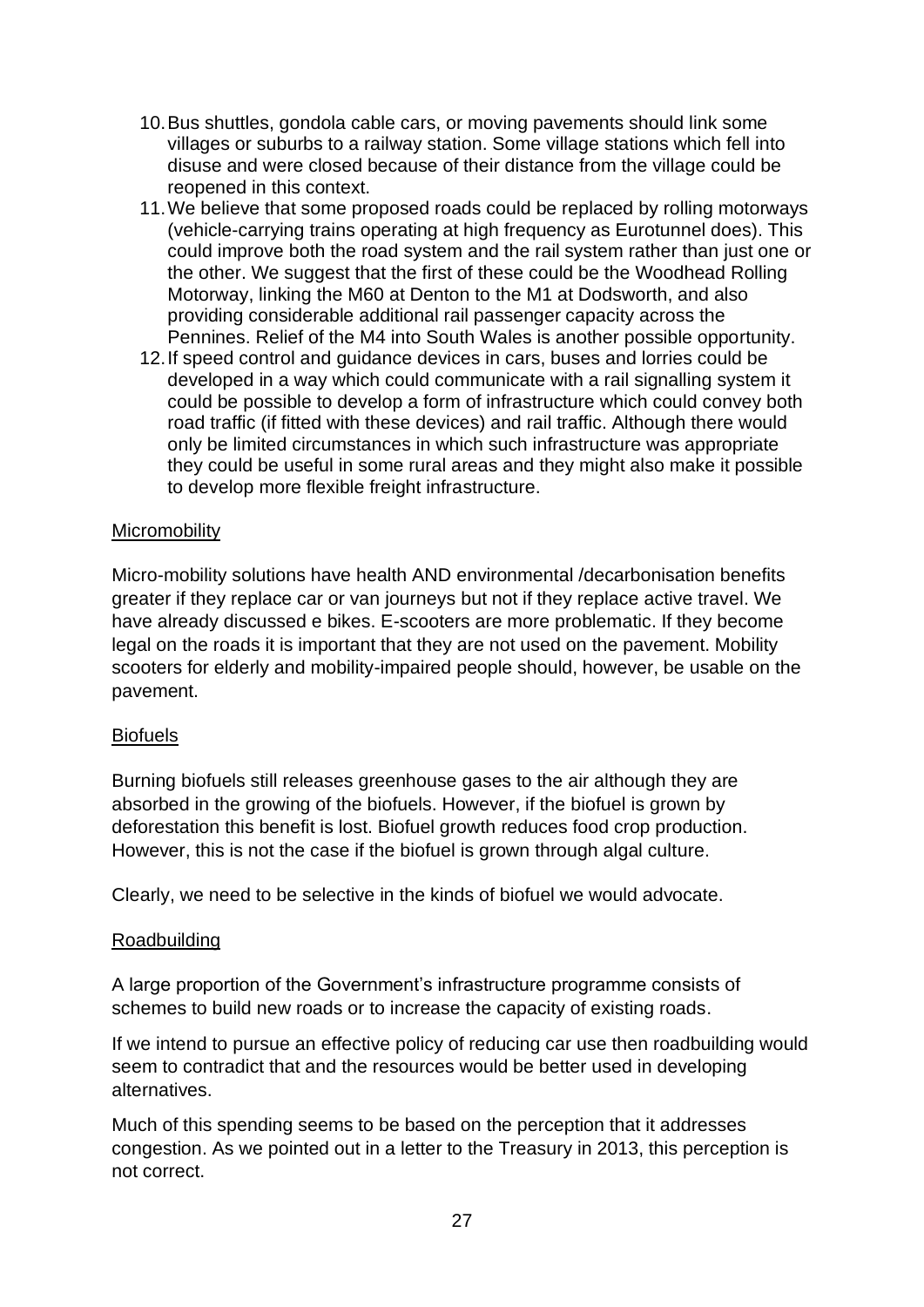10. Bus shuttles, gondola cable cars, or moving pavements should link some villages or suburbs to a railway station. Some village stations which fell into disuse and were closed because of their distance from the village could be reopened in this context.
11. We believe that some proposed roads could be replaced by rolling motorways (vehicle-carrying trains operating at high frequency as Eurotunnel does). This could improve both the road system and the rail system rather than just one or the other. We suggest that the first of these could be the Woodhead Rolling Motorway, linking the M60 at Denton to the M1 at Dodsworth, and also providing considerable additional rail passenger capacity across the Pennines. Relief of the M4 into South Wales is another possible opportunity.
12. If speed control and guidance devices in cars, buses and lorries could be developed in a way which could communicate with a rail signalling system it could be possible to develop a form of infrastructure which could convey both road traffic (if fitted with these devices) and rail traffic. Although there would only be limited circumstances in which such infrastructure was appropriate they could be useful in some rural areas and they might also make it possible to develop more flexible freight infrastructure.

<u>Micromobility</u>

Micro-mobility solutions have health AND environmental /decarbonisation benefits greater if they replace car or van journeys but not if they replace active travel. We have already discussed e bikes. E-scooters are more problematic. If they become legal on the roads it is important that they are not used on the pavement. Mobility scooters for elderly and mobility-impaired people should, however, be usable on the pavement.

<u>Biofuels</u>

Burning biofuels still releases greenhouse gases to the air although they are absorbed in the growing of the biofuels. However, if the biofuel is grown by deforestation this benefit is lost. Biofuel growth reduces food crop production. However, this is not the case if the biofuel is grown through algal culture.

Clearly, we need to be selective in the kinds of biofuel we would advocate.

<u>Roadbuilding</u>

A large proportion of the Government's infrastructure programme consists of schemes to build new roads or to increase the capacity of existing roads.

If we intend to pursue an effective policy of reducing car use then roadbuilding would seem to contradict that and the resources would be better used in developing alternatives.

Much of this spending seems to be based on the perception that it addresses congestion. As we pointed out in a letter to the Treasury in 2013, this perception is not correct.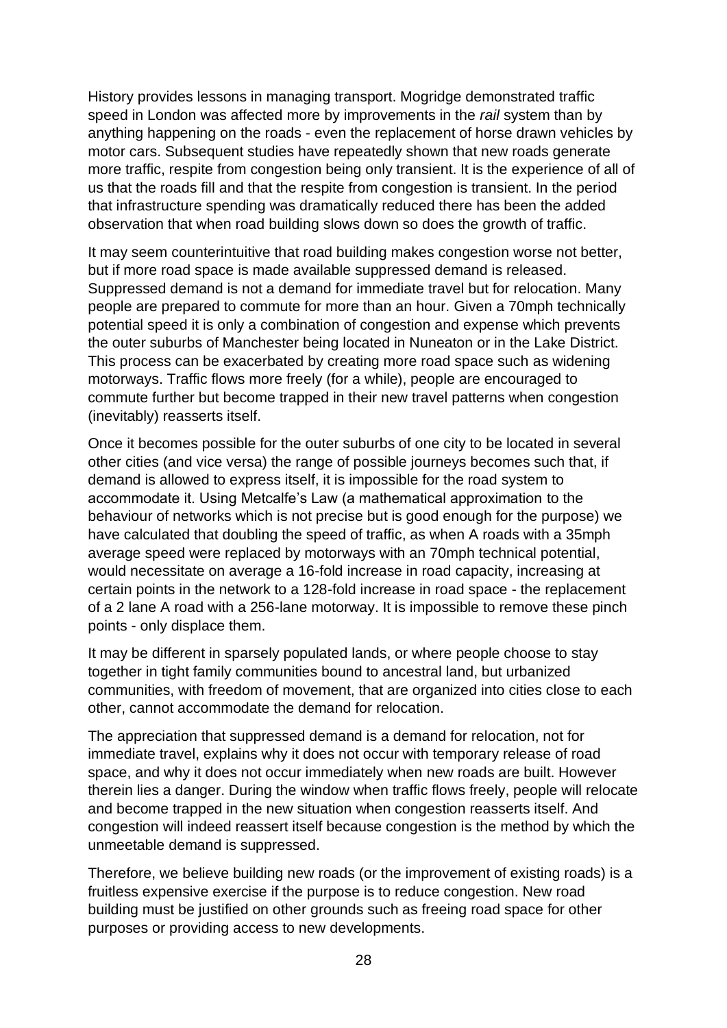History provides lessons in managing transport. Mogridge demonstrated traffic speed in London was affected more by improvements in the *rail* system than by anything happening on the roads - even the replacement of horse drawn vehicles by motor cars. Subsequent studies have repeatedly shown that new roads generate more traffic, respite from congestion being only transient. It is the experience of all of us that the roads fill and that the respite from congestion is transient. In the period that infrastructure spending was dramatically reduced there has been the added observation that when road building slows down so does the growth of traffic.

It may seem counterintuitive that road building makes congestion worse not better, but if more road space is made available suppressed demand is released. Suppressed demand is not a demand for immediate travel but for relocation. Many people are prepared to commute for more than an hour. Given a 70mph technically potential speed it is only a combination of congestion and expense which prevents the outer suburbs of Manchester being located in Nuneaton or in the Lake District. This process can be exacerbated by creating more road space such as widening motorways. Traffic flows more freely (for a while), people are encouraged to commute further but become trapped in their new travel patterns when congestion (inevitably) reasserts itself.

Once it becomes possible for the outer suburbs of one city to be located in several other cities (and vice versa) the range of possible journeys becomes such that, if demand is allowed to express itself, it is impossible for the road system to accommodate it. Using Metcalfe's Law (a mathematical approximation to the behaviour of networks which is not precise but is good enough for the purpose) we have calculated that doubling the speed of traffic, as when A roads with a 35mph average speed were replaced by motorways with an 70mph technical potential, would necessitate on average a 16-fold increase in road capacity, increasing at certain points in the network to a 128-fold increase in road space - the replacement of a 2 lane A road with a 256-lane motorway. It is impossible to remove these pinch points - only displace them.

It may be different in sparsely populated lands, or where people choose to stay together in tight family communities bound to ancestral land, but urbanized communities, with freedom of movement, that are organized into cities close to each other, cannot accommodate the demand for relocation.

The appreciation that suppressed demand is a demand for relocation, not for immediate travel, explains why it does not occur with temporary release of road space, and why it does not occur immediately when new roads are built. However therein lies a danger. During the window when traffic flows freely, people will relocate and become trapped in the new situation when congestion reasserts itself. And congestion will indeed reassert itself because congestion is the method by which the unmeetable demand is suppressed.

Therefore, we believe building new roads (or the improvement of existing roads) is a fruitless expensive exercise if the purpose is to reduce congestion. New road building must be justified on other grounds such as freeing road space for other purposes or providing access to new developments.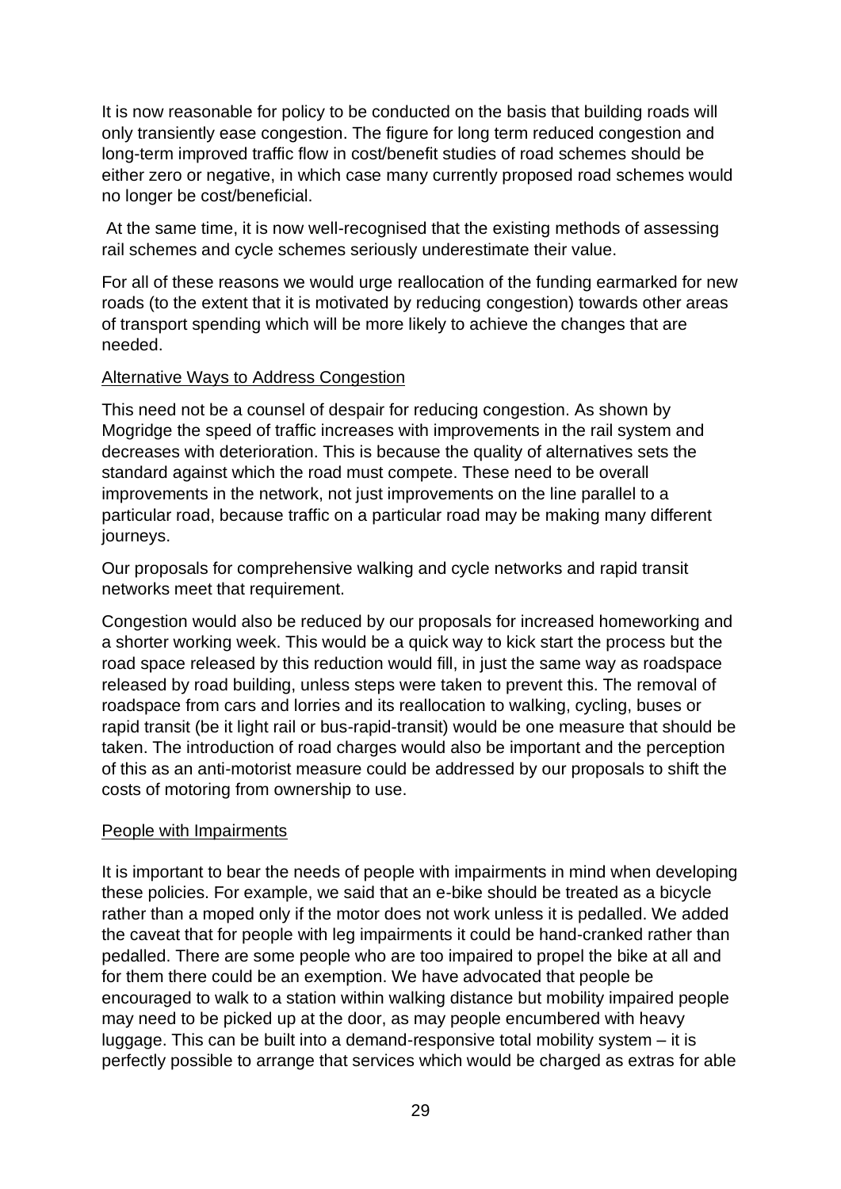It is now reasonable for policy to be conducted on the basis that building roads will only transiently ease congestion. The figure for long term reduced congestion and long-term improved traffic flow in cost/benefit studies of road schemes should be either zero or negative, in which case many currently proposed road schemes would no longer be cost/beneficial.

At the same time, it is now well-recognised that the existing methods of assessing rail schemes and cycle schemes seriously underestimate their value.

For all of these reasons we would urge reallocation of the funding earmarked for new roads (to the extent that it is motivated by reducing congestion) towards other areas of transport spending which will be more likely to achieve the changes that are needed.

### Alternative Ways to Address Congestion

This need not be a counsel of despair for reducing congestion. As shown by Mogridge the speed of traffic increases with improvements in the rail system and decreases with deterioration. This is because the quality of alternatives sets the standard against which the road must compete. These need to be overall improvements in the network, not just improvements on the line parallel to a particular road, because traffic on a particular road may be making many different journeys.

Our proposals for comprehensive walking and cycle networks and rapid transit networks meet that requirement.

Congestion would also be reduced by our proposals for increased homeworking and a shorter working week. This would be a quick way to kick start the process but the road space released by this reduction would fill, in just the same way as roadspace released by road building, unless steps were taken to prevent this. The removal of roadspace from cars and lorries and its reallocation to walking, cycling, buses or rapid transit (be it light rail or bus-rapid-transit) would be one measure that should be taken. The introduction of road charges would also be important and the perception of this as an anti-motorist measure could be addressed by our proposals to shift the costs of motoring from ownership to use.

### People with Impairments

It is important to bear the needs of people with impairments in mind when developing these policies. For example, we said that an e-bike should be treated as a bicycle rather than a moped only if the motor does not work unless it is pedalled. We added the caveat that for people with leg impairments it could be hand-cranked rather than pedalled. There are some people who are too impaired to propel the bike at all and for them there could be an exemption. We have advocated that people be encouraged to walk to a station within walking distance but mobility impaired people may need to be picked up at the door, as may people encumbered with heavy luggage. This can be built into a demand-responsive total mobility system – it is perfectly possible to arrange that services which would be charged as extras for able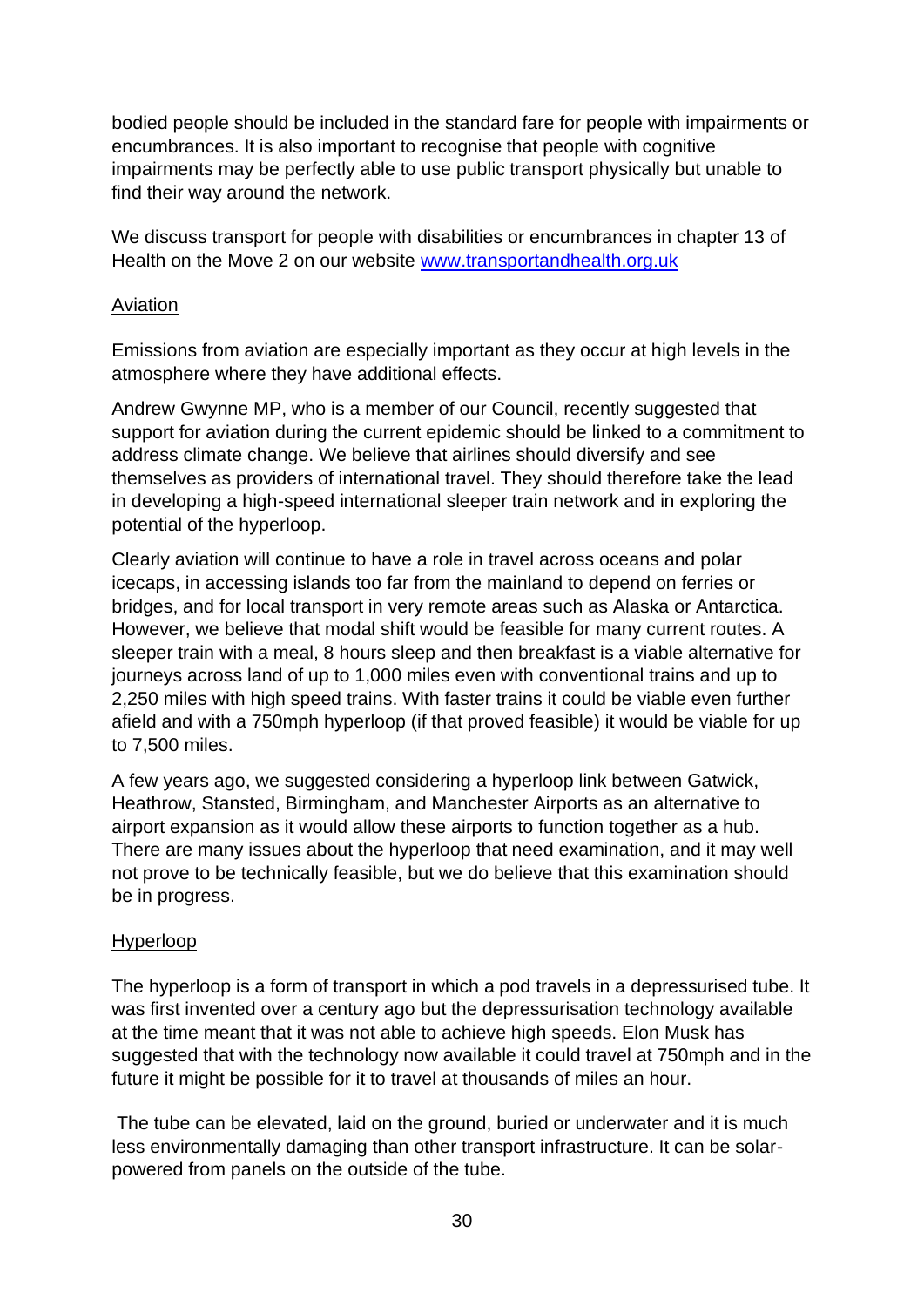bodied people should be included in the standard fare for people with impairments or encumbrances. It is also important to recognise that people with cognitive impairments may be perfectly able to use public transport physically but unable to find their way around the network.

We discuss transport for people with disabilities or encumbrances in chapter 13 of Health on the Move 2 on our website [www.transportandhealth.org.uk](http://www.transportandhealth.org.uk)

## Aviation

Emissions from aviation are especially important as they occur at high levels in the atmosphere where they have additional effects.

Andrew Gwynne MP, who is a member of our Council, recently suggested that support for aviation during the current epidemic should be linked to a commitment to address climate change. We believe that airlines should diversify and see themselves as providers of international travel. They should therefore take the lead in developing a high-speed international sleeper train network and in exploring the potential of the hyperloop.

Clearly aviation will continue to have a role in travel across oceans and polar icecaps, in accessing islands too far from the mainland to depend on ferries or bridges, and for local transport in very remote areas such as Alaska or Antarctica. However, we believe that modal shift would be feasible for many current routes. A sleeper train with a meal, 8 hours sleep and then breakfast is a viable alternative for journeys across land of up to 1,000 miles even with conventional trains and up to 2,250 miles with high speed trains. With faster trains it could be viable even further afield and with a 750mph hyperloop (if that proved feasible) it would be viable for up to 7,500 miles.

A few years ago, we suggested considering a hyperloop link between Gatwick, Heathrow, Stansted, Birmingham, and Manchester Airports as an alternative to airport expansion as it would allow these airports to function together as a hub. There are many issues about the hyperloop that need examination, and it may well not prove to be technically feasible, but we do believe that this examination should be in progress.

## Hyperloop

The hyperloop is a form of transport in which a pod travels in a depressurised tube. It was first invented over a century ago but the depressurisation technology available at the time meant that it was not able to achieve high speeds. Elon Musk has suggested that with the technology now available it could travel at 750mph and in the future it might be possible for it to travel at thousands of miles an hour.

The tube can be elevated, laid on the ground, buried or underwater and it is much less environmentally damaging than other transport infrastructure. It can be solar-powered from panels on the outside of the tube.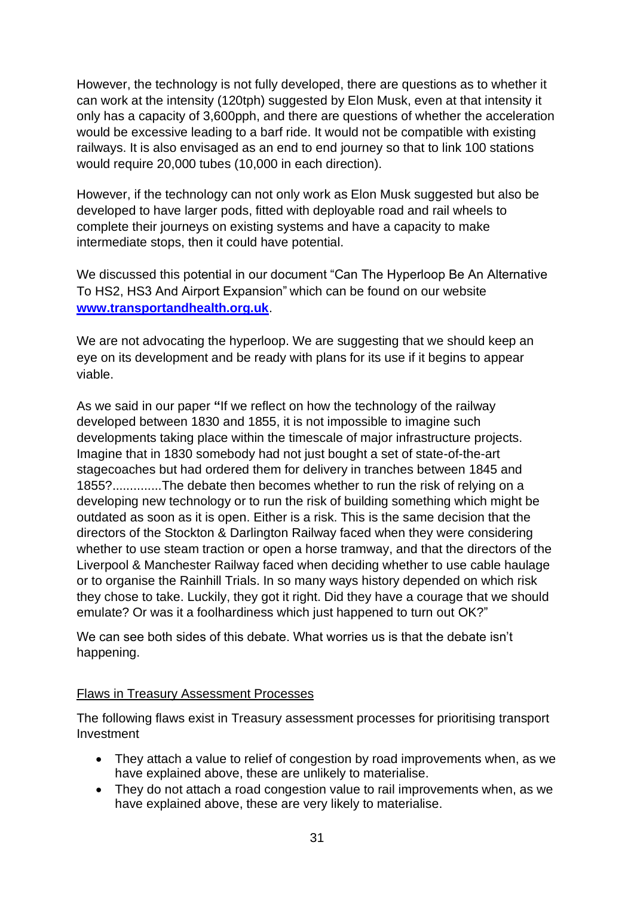However, the technology is not fully developed, there are questions as to whether it can work at the intensity (120tph) suggested by Elon Musk, even at that intensity it only has a capacity of 3,600pph, and there are questions of whether the acceleration would be excessive leading to a barf ride. It would not be compatible with existing railways. It is also envisaged as an end to end journey so that to link 100 stations would require 20,000 tubes (10,000 in each direction).

However, if the technology can not only work as Elon Musk suggested but also be developed to have larger pods, fitted with deployable road and rail wheels to complete their journeys on existing systems and have a capacity to make intermediate stops, then it could have potential.

We discussed this potential in our document "Can The Hyperloop Be An Alternative To HS2, HS3 And Airport Expansion" which can be found on our website **[www.transportandhealth.org.uk](http://www.transportandhealth.org.uk)**.

We are not advocating the hyperloop. We are suggesting that we should keep an eye on its development and be ready with plans for its use if it begins to appear viable.

As we said in our paper **"**If we reflect on how the technology of the railway developed between 1830 and 1855, it is not impossible to imagine such developments taking place within the timescale of major infrastructure projects. Imagine that in 1830 somebody had not just bought a set of state-of-the-art stagecoaches but had ordered them for delivery in tranches between 1845 and 1855?.............The debate then becomes whether to run the risk of relying on a developing new technology or to run the risk of building something which might be outdated as soon as it is open. Either is a risk. This is the same decision that the directors of the Stockton & Darlington Railway faced when they were considering whether to use steam traction or open a horse tramway, and that the directors of the Liverpool & Manchester Railway faced when deciding whether to use cable haulage or to organise the Rainhill Trials. In so many ways history depended on which risk they chose to take. Luckily, they got it right. Did they have a courage that we should emulate? Or was it a foolhardiness which just happened to turn out OK?"

We can see both sides of this debate. What worries us is that the debate isn't happening.

<u>Flaws in Treasury Assessment Processes</u>

The following flaws exist in Treasury assessment processes for prioritising transport Investment

- They attach a value to relief of congestion by road improvements when, as we have explained above, these are unlikely to materialise.
- They do not attach a road congestion value to rail improvements when, as we have explained above, these are very likely to materialise.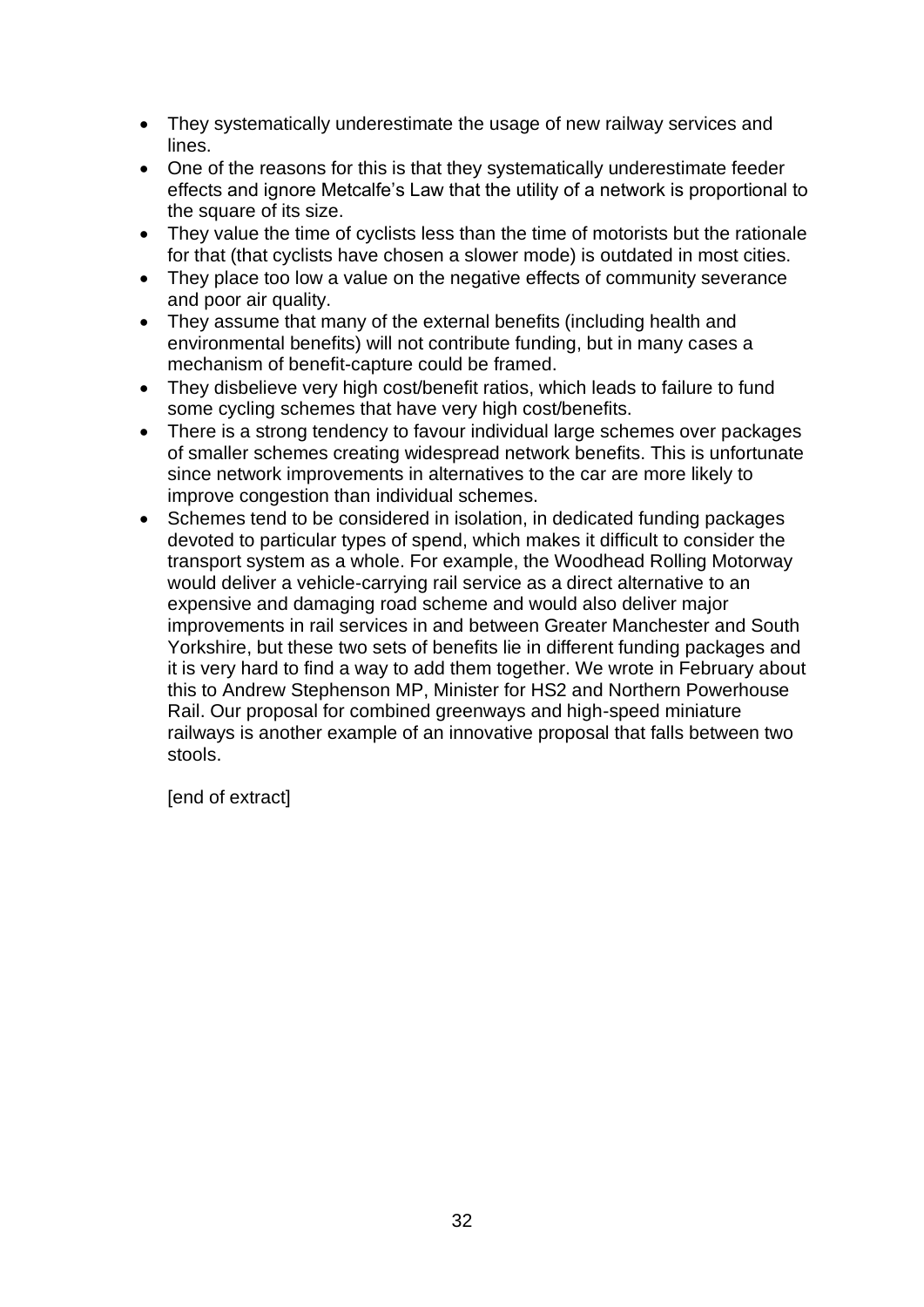- They systematically underestimate the usage of new railway services and lines.
- One of the reasons for this is that they systematically underestimate feeder effects and ignore Metcalfe's Law that the utility of a network is proportional to the square of its size.
- They value the time of cyclists less than the time of motorists but the rationale for that (that cyclists have chosen a slower mode) is outdated in most cities.
- They place too low a value on the negative effects of community severance and poor air quality.
- They assume that many of the external benefits (including health and environmental benefits) will not contribute funding, but in many cases a mechanism of benefit-capture could be framed.
- They disbelieve very high cost/benefit ratios, which leads to failure to fund some cycling schemes that have very high cost/benefits.
- There is a strong tendency to favour individual large schemes over packages of smaller schemes creating widespread network benefits. This is unfortunate since network improvements in alternatives to the car are more likely to improve congestion than individual schemes.
- Schemes tend to be considered in isolation, in dedicated funding packages devoted to particular types of spend, which makes it difficult to consider the transport system as a whole. For example, the Woodhead Rolling Motorway would deliver a vehicle-carrying rail service as a direct alternative to an expensive and damaging road scheme and would also deliver major improvements in rail services in and between Greater Manchester and South Yorkshire, but these two sets of benefits lie in different funding packages and it is very hard to find a way to add them together. We wrote in February about this to Andrew Stephenson MP, Minister for HS2 and Northern Powerhouse Rail. Our proposal for combined greenways and high-speed miniature railways is another example of an innovative proposal that falls between two stools.

  [end of extract]